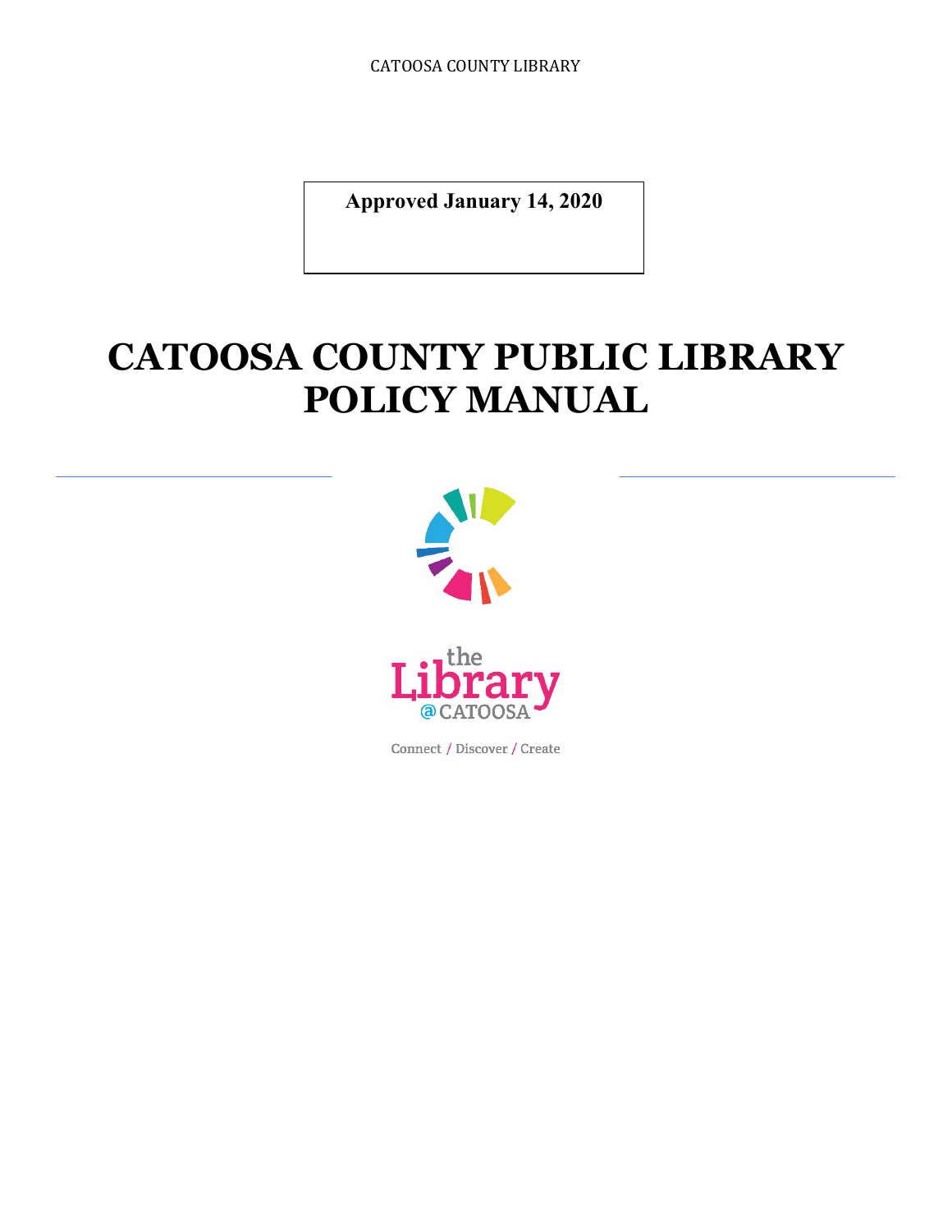CATOOSA COUNTY LIBRARY

**Approved January 14, 2020**

# CATOOSA COUNTY PUBLIC LIBRARY POLICY MANUAL

the Library @CATOOSA

Connect / Discover / Create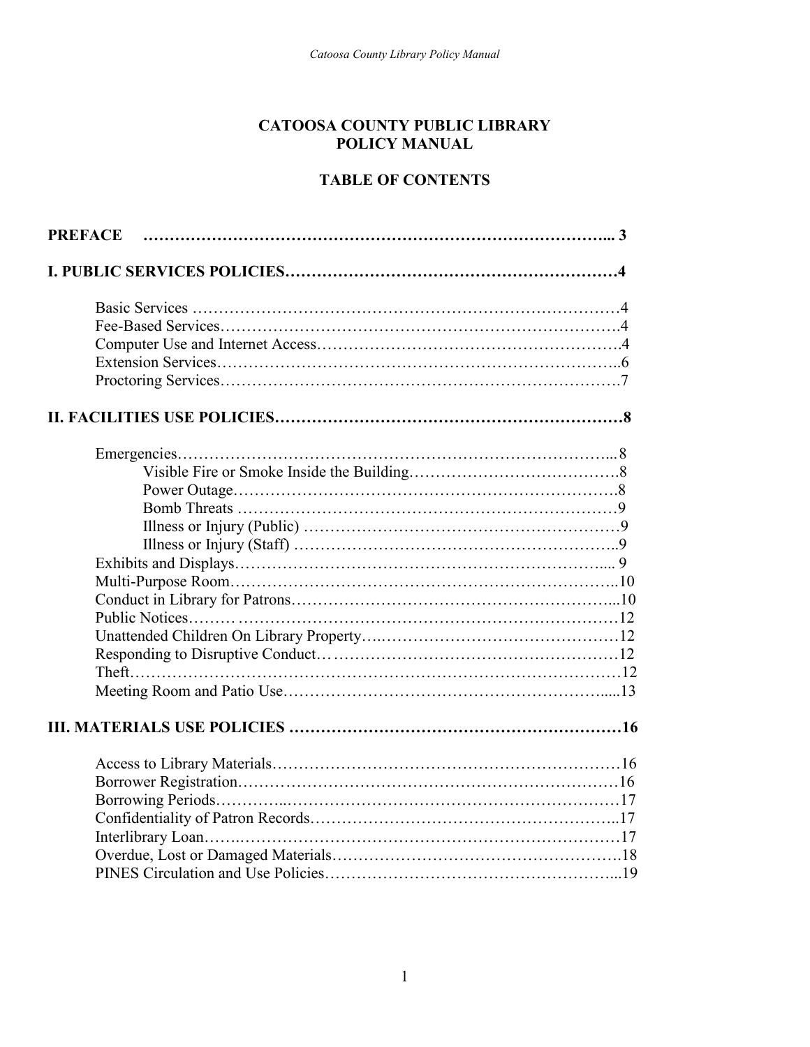# CATOOSA COUNTY PUBLIC LIBRARY POLICY MANUAL

## TABLE OF CONTENTS

**PREFACE ………………………………………………………………………... 3**

**I. PUBLIC SERVICES POLICIES……………………………………………………4**

- Basic Services ………………………………………………………………………4
- Fee-Based Services…………………………………………………………………4
- Computer Use and Internet Access…………………………………………………4
- Extension Services…………………………………………………………………..6
- Proctoring Services…………………………………………………………………7

**II. FACILITIES USE POLICIES…………………………………………………………8**

- Emergencies…………………………………………………………………………...8
  - Visible Fire or Smoke Inside the Building………………………………….8
  - Power Outage……………………………………………………………….8
  - Bomb Threats ……………………………………………………………9
  - Illness or Injury (Public) ……………………………………………………9
  - Illness or Injury (Staff) ……………………………………………………..9
- Exhibits and Displays…………………………………………………………….... 9
- Multi-Purpose Room…………………………………………………………………..10
- Conduct in Library for Patrons……………………………………………………...10
- Public Notices……… ……………………………………………………………12
- Unattended Children On Library Property….……………………………………12
- Responding to Disruptive Conduct…………………………………………………12
- Theft……………………………………………………………………………………12
- Meeting Room and Patio Use……………………………………………………......13

**III. MATERIALS USE POLICIES ………………………………………………………16**

- Access to Library Materials…………………………………………………………16
- Borrower Registration…………………………………………………………………16
- Borrowing Periods…………..………………………………………………………17
- Confidentiality of Patron Records…………………………………………………..17
- Interlibrary Loan……..………………………………………………………………17
- Overdue, Lost or Damaged Materials……………………………………………….18
- PINES Circulation and Use Policies…………………………………………………...19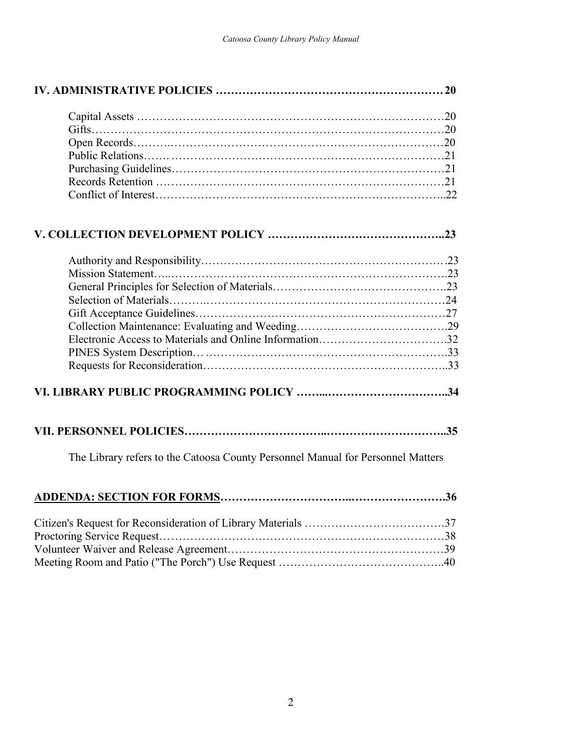**IV. ADMINISTRATIVE POLICIES …………………………………………………… 20**

Capital Assets ……………………………………………………………………20
Gifts………………………………………………………………………………20
Open Records……..………………………………………………………………20
Public Relations……. ……………………………………………………………21
Purchasing Guidelines……………………………………………………………21
Records Retention ….……………………………………………………………21
Conflict of Interest………………………………………………………………..22

**V. COLLECTION DEVELOPMENT POLICY ……………………………………..23**

Authority and Responsibility…………………………………………………….23
Mission Statement…..…………………………………………………………….23
General Principles for Selection of Materials……………………………………….23
Selection of Materials……….……………………………………………………24
Gift Acceptance Guidelines……………………………………………………….27
Collection Maintenance: Evaluating and Weeding…………………………………29
Electronic Access to Materials and Online Information……………………………32
PINES System Description… ……………………………………………………….33
Requests for Reconsideration……………………………………………………..33

**VI. LIBRARY PUBLIC PROGRAMMING POLICY ……...…………………………..34**

**VII. PERSONNEL POLICIES………………………………..…………………………..35**

The Library refers to the Catoosa County Personnel Manual for Personnel Matters

**ADDENDA: SECTION FOR FORMS…………………………..……………………….36**

Citizen's Request for Reconsideration of Library Materials ……………………………….37
Proctoring Service Request………………………………………………………………38
Volunteer Waiver and Release Agreement………………………………………………39
Meeting Room and Patio ("The Porch") Use Request ……………………………………..40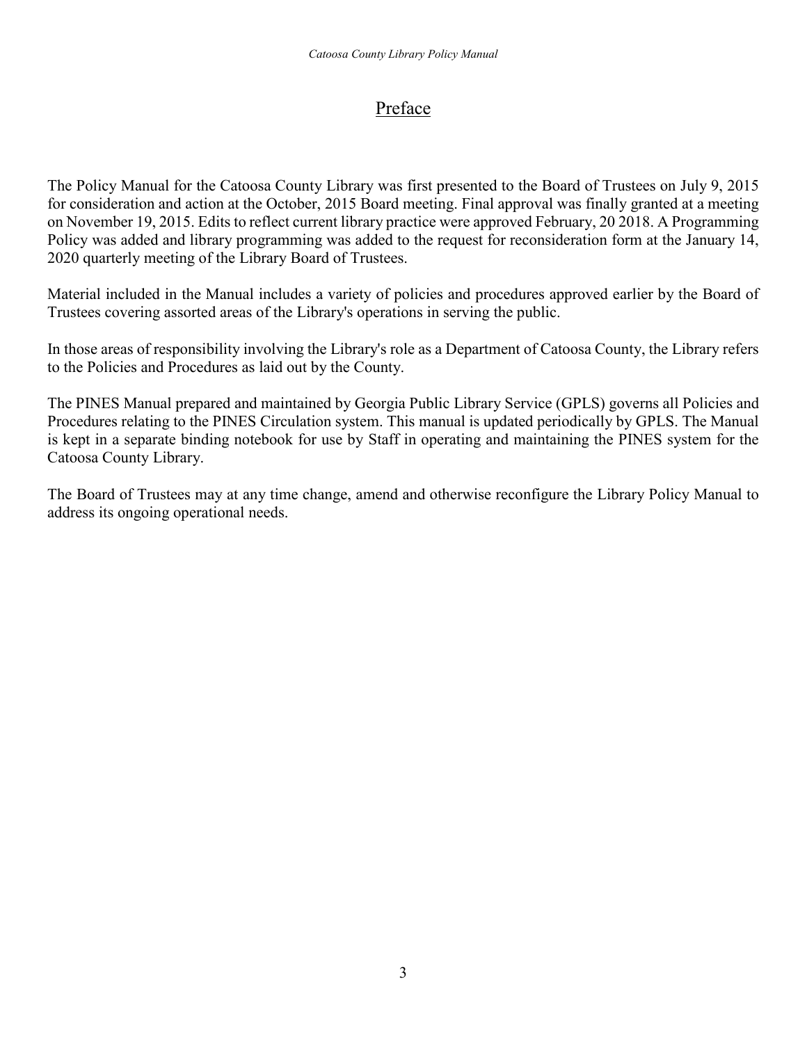# Preface

The Policy Manual for the Catoosa County Library was first presented to the Board of Trustees on July 9, 2015 for consideration and action at the October, 2015 Board meeting. Final approval was finally granted at a meeting on November 19, 2015. Edits to reflect current library practice were approved February, 20 2018. A Programming Policy was added and library programming was added to the request for reconsideration form at the January 14, 2020 quarterly meeting of the Library Board of Trustees.

Material included in the Manual includes a variety of policies and procedures approved earlier by the Board of Trustees covering assorted areas of the Library's operations in serving the public.

In those areas of responsibility involving the Library's role as a Department of Catoosa County, the Library refers to the Policies and Procedures as laid out by the County.

The PINES Manual prepared and maintained by Georgia Public Library Service (GPLS) governs all Policies and Procedures relating to the PINES Circulation system. This manual is updated periodically by GPLS. The Manual is kept in a separate binding notebook for use by Staff in operating and maintaining the PINES system for the Catoosa County Library.

The Board of Trustees may at any time change, amend and otherwise reconfigure the Library Policy Manual to address its ongoing operational needs.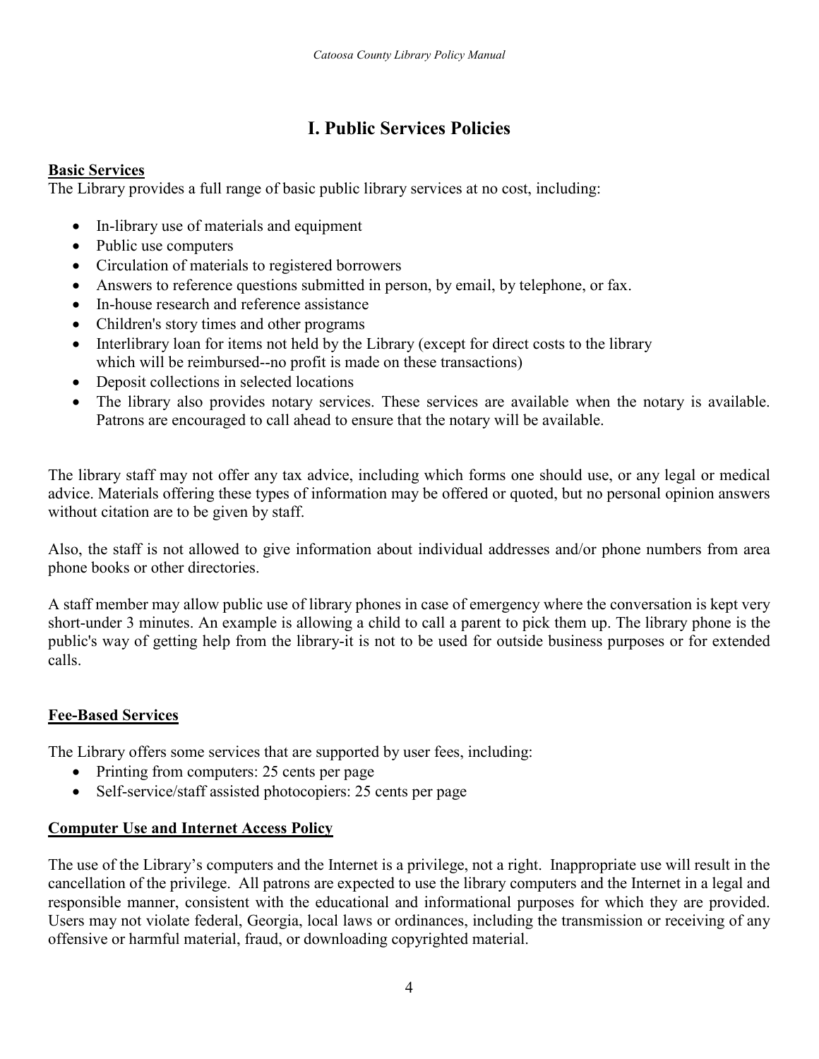# I. Public Services Policies

**Basic Services**

The Library provides a full range of basic public library services at no cost, including:

- In-library use of materials and equipment
- Public use computers
- Circulation of materials to registered borrowers
- Answers to reference questions submitted in person, by email, by telephone, or fax.
- In-house research and reference assistance
- Children's story times and other programs
- Interlibrary loan for items not held by the Library (except for direct costs to the library which will be reimbursed--no profit is made on these transactions)
- Deposit collections in selected locations
- The library also provides notary services. These services are available when the notary is available. Patrons are encouraged to call ahead to ensure that the notary will be available.

The library staff may not offer any tax advice, including which forms one should use, or any legal or medical advice. Materials offering these types of information may be offered or quoted, but no personal opinion answers without citation are to be given by staff.

Also, the staff is not allowed to give information about individual addresses and/or phone numbers from area phone books or other directories.

A staff member may allow public use of library phones in case of emergency where the conversation is kept very short-under 3 minutes. An example is allowing a child to call a parent to pick them up. The library phone is the public's way of getting help from the library-it is not to be used for outside business purposes or for extended calls.

**Fee-Based Services**

The Library offers some services that are supported by user fees, including:

- Printing from computers: 25 cents per page
- Self-service/staff assisted photocopiers: 25 cents per page

**Computer Use and Internet Access Policy**

The use of the Library's computers and the Internet is a privilege, not a right. Inappropriate use will result in the cancellation of the privilege. All patrons are expected to use the library computers and the Internet in a legal and responsible manner, consistent with the educational and informational purposes for which they are provided. Users may not violate federal, Georgia, local laws or ordinances, including the transmission or receiving of any offensive or harmful material, fraud, or downloading copyrighted material.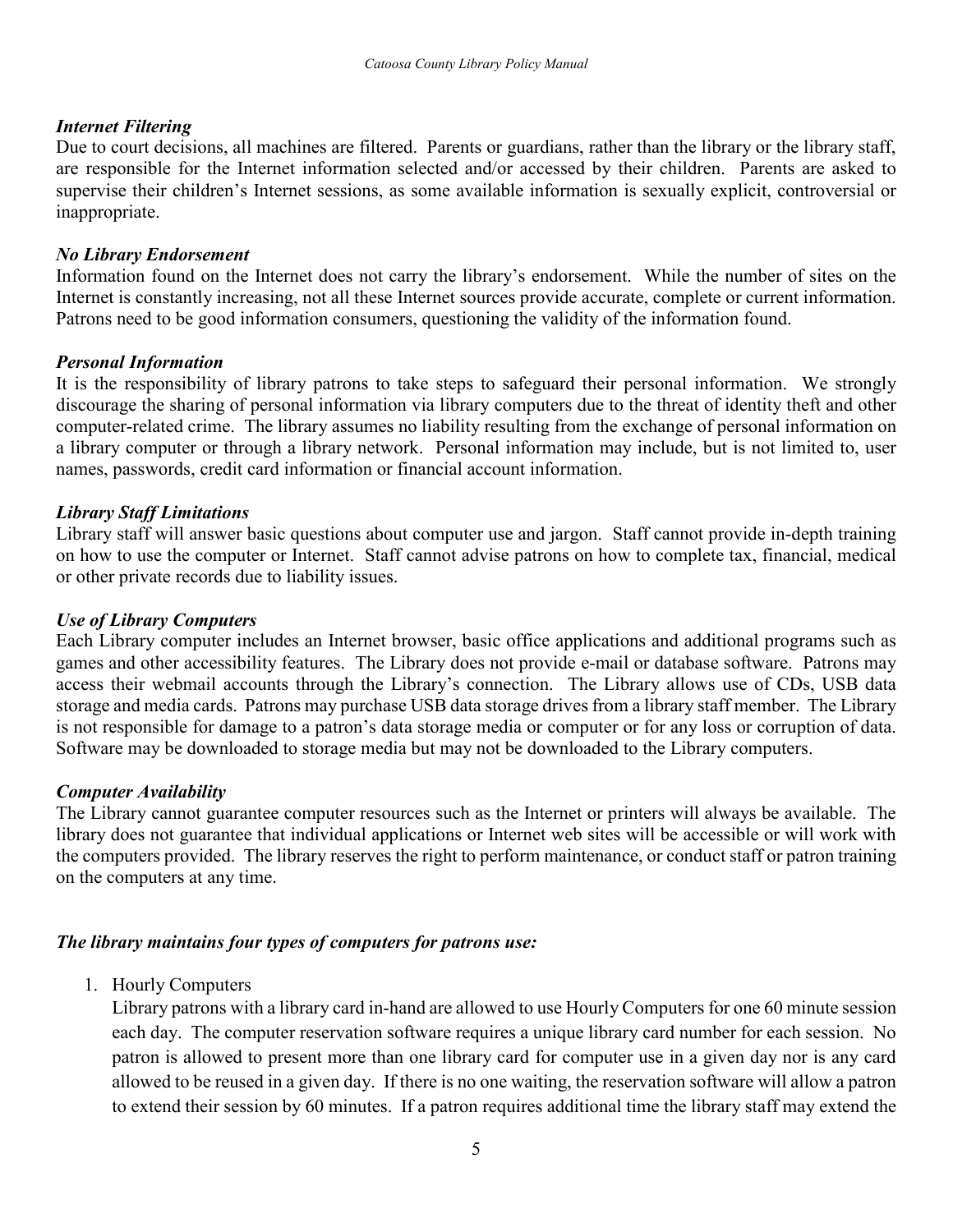### *Internet Filtering*

Due to court decisions, all machines are filtered. Parents or guardians, rather than the library or the library staff, are responsible for the Internet information selected and/or accessed by their children. Parents are asked to supervise their children's Internet sessions, as some available information is sexually explicit, controversial or inappropriate.

### *No Library Endorsement*

Information found on the Internet does not carry the library's endorsement. While the number of sites on the Internet is constantly increasing, not all these Internet sources provide accurate, complete or current information. Patrons need to be good information consumers, questioning the validity of the information found.

### *Personal Information*

It is the responsibility of library patrons to take steps to safeguard their personal information. We strongly discourage the sharing of personal information via library computers due to the threat of identity theft and other computer-related crime. The library assumes no liability resulting from the exchange of personal information on a library computer or through a library network. Personal information may include, but is not limited to, user names, passwords, credit card information or financial account information.

### *Library Staff Limitations*

Library staff will answer basic questions about computer use and jargon. Staff cannot provide in-depth training on how to use the computer or Internet. Staff cannot advise patrons on how to complete tax, financial, medical or other private records due to liability issues.

### *Use of Library Computers*

Each Library computer includes an Internet browser, basic office applications and additional programs such as games and other accessibility features. The Library does not provide e-mail or database software. Patrons may access their webmail accounts through the Library's connection. The Library allows use of CDs, USB data storage and media cards. Patrons may purchase USB data storage drives from a library staff member. The Library is not responsible for damage to a patron's data storage media or computer or for any loss or corruption of data. Software may be downloaded to storage media but may not be downloaded to the Library computers.

### *Computer Availability*

The Library cannot guarantee computer resources such as the Internet or printers will always be available. The library does not guarantee that individual applications or Internet web sites will be accessible or will work with the computers provided. The library reserves the right to perform maintenance, or conduct staff or patron training on the computers at any time.

### *The library maintains four types of computers for patrons use:*

1. Hourly Computers
   Library patrons with a library card in-hand are allowed to use Hourly Computers for one 60 minute session each day. The computer reservation software requires a unique library card number for each session. No patron is allowed to present more than one library card for computer use in a given day nor is any card allowed to be reused in a given day. If there is no one waiting, the reservation software will allow a patron to extend their session by 60 minutes. If a patron requires additional time the library staff may extend the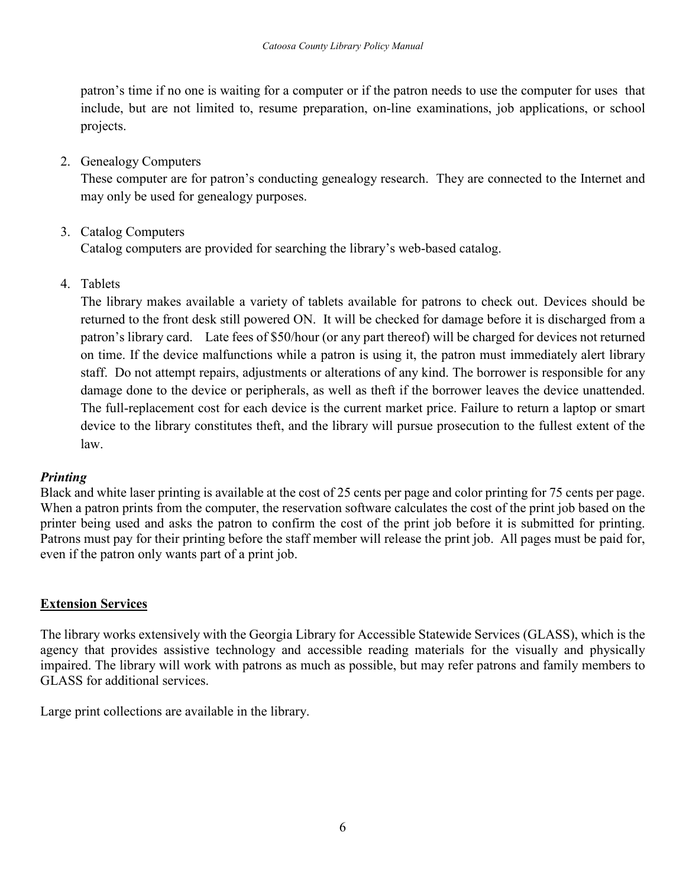patron's time if no one is waiting for a computer or if the patron needs to use the computer for uses that include, but are not limited to, resume preparation, on-line examinations, job applications, or school projects.

2. Genealogy Computers
   These computer are for patron's conducting genealogy research. They are connected to the Internet and may only be used for genealogy purposes.

3. Catalog Computers
   Catalog computers are provided for searching the library's web-based catalog.

4. Tablets
   The library makes available a variety of tablets available for patrons to check out. Devices should be returned to the front desk still powered ON. It will be checked for damage before it is discharged from a patron's library card. Late fees of $50/hour (or any part thereof) will be charged for devices not returned on time. If the device malfunctions while a patron is using it, the patron must immediately alert library staff. Do not attempt repairs, adjustments or alterations of any kind. The borrower is responsible for any damage done to the device or peripherals, as well as theft if the borrower leaves the device unattended. The full-replacement cost for each device is the current market price. Failure to return a laptop or smart device to the library constitutes theft, and the library will pursue prosecution to the fullest extent of the law.

***Printing***

Black and white laser printing is available at the cost of 25 cents per page and color printing for 75 cents per page. When a patron prints from the computer, the reservation software calculates the cost of the print job based on the printer being used and asks the patron to confirm the cost of the print job before it is submitted for printing. Patrons must pay for their printing before the staff member will release the print job. All pages must be paid for, even if the patron only wants part of a print job.

## Extension Services

The library works extensively with the Georgia Library for Accessible Statewide Services (GLASS), which is the agency that provides assistive technology and accessible reading materials for the visually and physically impaired. The library will work with patrons as much as possible, but may refer patrons and family members to GLASS for additional services.

Large print collections are available in the library.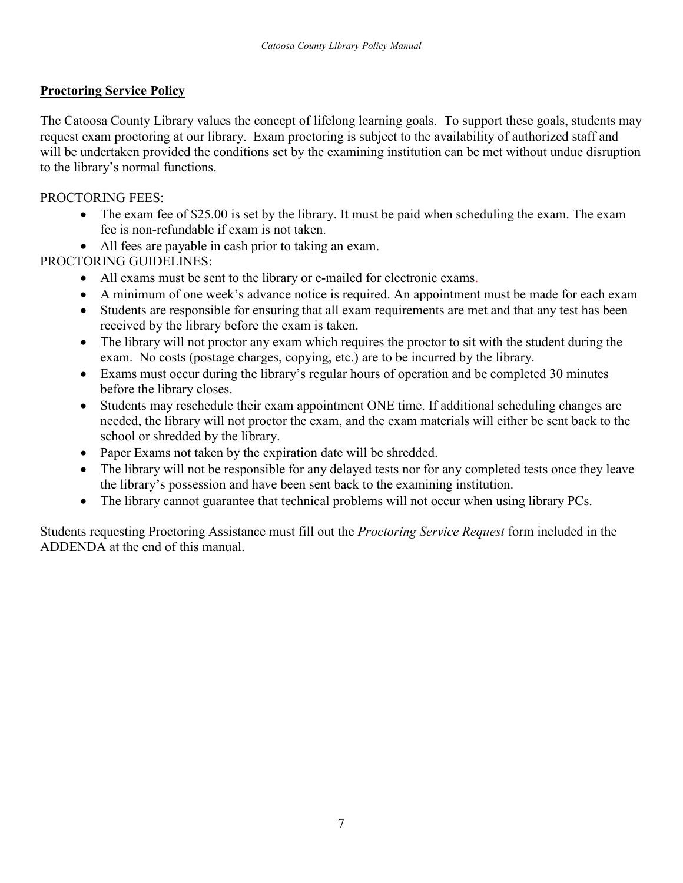## Proctoring Service Policy

The Catoosa County Library values the concept of lifelong learning goals. To support these goals, students may request exam proctoring at our library. Exam proctoring is subject to the availability of authorized staff and will be undertaken provided the conditions set by the examining institution can be met without undue disruption to the library's normal functions.

PROCTORING FEES:

- The exam fee of $25.00 is set by the library. It must be paid when scheduling the exam. The exam fee is non-refundable if exam is not taken.
- All fees are payable in cash prior to taking an exam.

PROCTORING GUIDELINES:

- All exams must be sent to the library or e-mailed for electronic exams.
- A minimum of one week's advance notice is required. An appointment must be made for each exam
- Students are responsible for ensuring that all exam requirements are met and that any test has been received by the library before the exam is taken.
- The library will not proctor any exam which requires the proctor to sit with the student during the exam. No costs (postage charges, copying, etc.) are to be incurred by the library.
- Exams must occur during the library's regular hours of operation and be completed 30 minutes before the library closes.
- Students may reschedule their exam appointment ONE time. If additional scheduling changes are needed, the library will not proctor the exam, and the exam materials will either be sent back to the school or shredded by the library.
- Paper Exams not taken by the expiration date will be shredded.
- The library will not be responsible for any delayed tests nor for any completed tests once they leave the library's possession and have been sent back to the examining institution.
- The library cannot guarantee that technical problems will not occur when using library PCs.

Students requesting Proctoring Assistance must fill out the *Proctoring Service Request* form included in the ADDENDA at the end of this manual.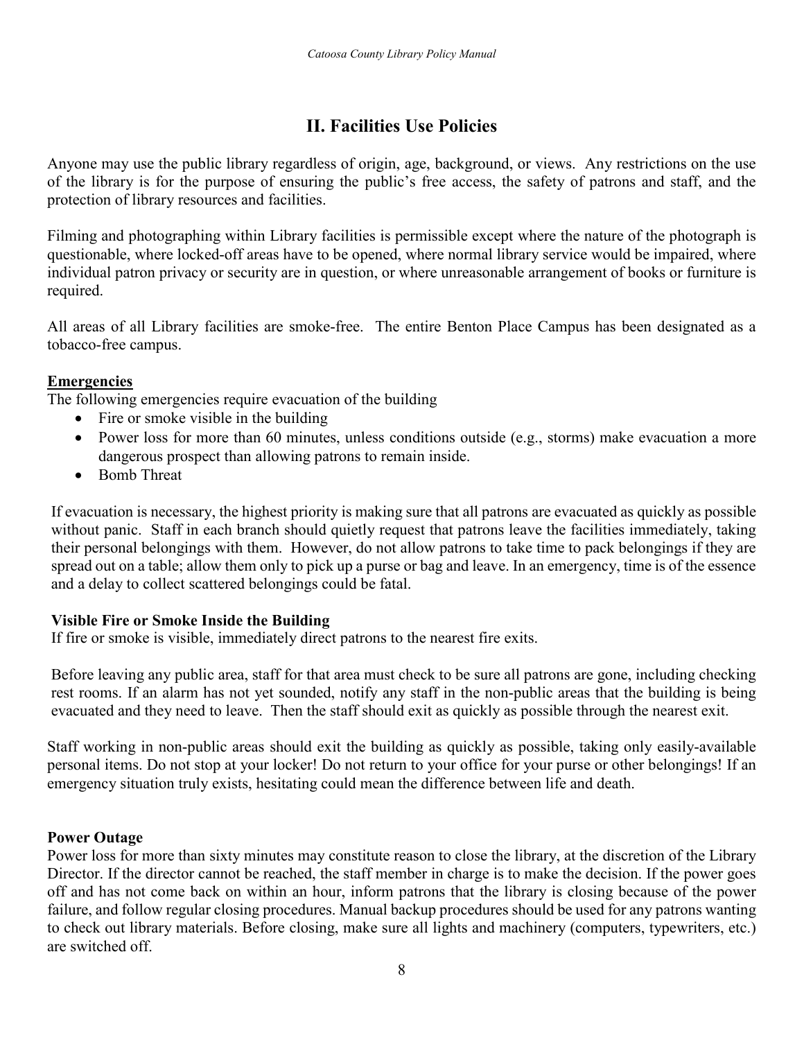## II. Facilities Use Policies

Anyone may use the public library regardless of origin, age, background, or views. Any restrictions on the use of the library is for the purpose of ensuring the public's free access, the safety of patrons and staff, and the protection of library resources and facilities.

Filming and photographing within Library facilities is permissible except where the nature of the photograph is questionable, where locked-off areas have to be opened, where normal library service would be impaired, where individual patron privacy or security are in question, or where unreasonable arrangement of books or furniture is required.

All areas of all Library facilities are smoke-free. The entire Benton Place Campus has been designated as a tobacco-free campus.

### Emergencies

The following emergencies require evacuation of the building

- Fire or smoke visible in the building
- Power loss for more than 60 minutes, unless conditions outside (e.g., storms) make evacuation a more dangerous prospect than allowing patrons to remain inside.
- Bomb Threat

If evacuation is necessary, the highest priority is making sure that all patrons are evacuated as quickly as possible without panic. Staff in each branch should quietly request that patrons leave the facilities immediately, taking their personal belongings with them. However, do not allow patrons to take time to pack belongings if they are spread out on a table; allow them only to pick up a purse or bag and leave. In an emergency, time is of the essence and a delay to collect scattered belongings could be fatal.

**Visible Fire or Smoke Inside the Building**

If fire or smoke is visible, immediately direct patrons to the nearest fire exits.

Before leaving any public area, staff for that area must check to be sure all patrons are gone, including checking rest rooms. If an alarm has not yet sounded, notify any staff in the non-public areas that the building is being evacuated and they need to leave. Then the staff should exit as quickly as possible through the nearest exit.

Staff working in non-public areas should exit the building as quickly as possible, taking only easily-available personal items. Do not stop at your locker! Do not return to your office for your purse or other belongings! If an emergency situation truly exists, hesitating could mean the difference between life and death.

**Power Outage**

Power loss for more than sixty minutes may constitute reason to close the library, at the discretion of the Library Director. If the director cannot be reached, the staff member in charge is to make the decision. If the power goes off and has not come back on within an hour, inform patrons that the library is closing because of the power failure, and follow regular closing procedures. Manual backup procedures should be used for any patrons wanting to check out library materials. Before closing, make sure all lights and machinery (computers, typewriters, etc.) are switched off.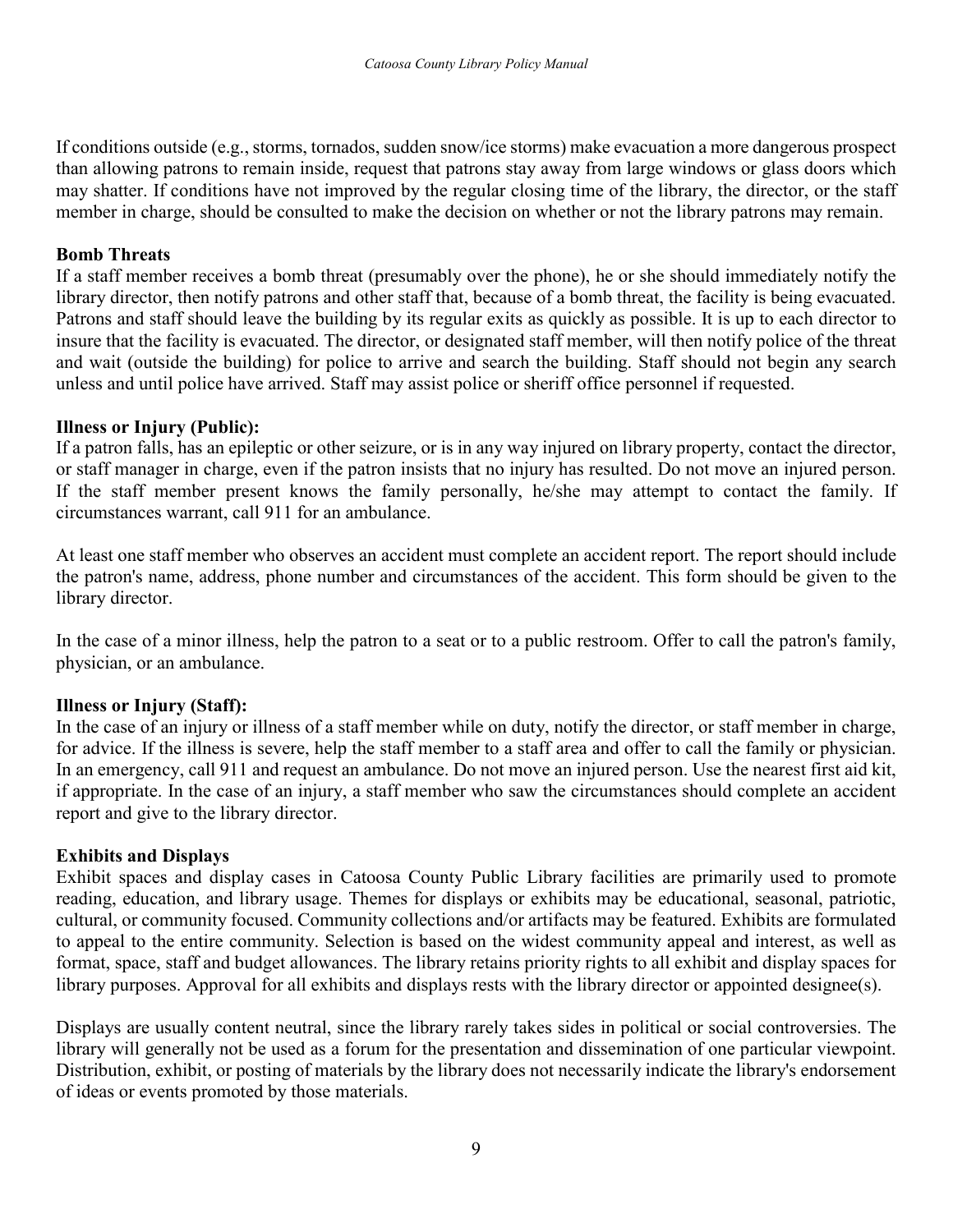If conditions outside (e.g., storms, tornados, sudden snow/ice storms) make evacuation a more dangerous prospect than allowing patrons to remain inside, request that patrons stay away from large windows or glass doors which may shatter. If conditions have not improved by the regular closing time of the library, the director, or the staff member in charge, should be consulted to make the decision on whether or not the library patrons may remain.

**Bomb Threats**

If a staff member receives a bomb threat (presumably over the phone), he or she should immediately notify the library director, then notify patrons and other staff that, because of a bomb threat, the facility is being evacuated. Patrons and staff should leave the building by its regular exits as quickly as possible. It is up to each director to insure that the facility is evacuated. The director, or designated staff member, will then notify police of the threat and wait (outside the building) for police to arrive and search the building. Staff should not begin any search unless and until police have arrived. Staff may assist police or sheriff office personnel if requested.

**Illness or Injury (Public):**

If a patron falls, has an epileptic or other seizure, or is in any way injured on library property, contact the director, or staff manager in charge, even if the patron insists that no injury has resulted. Do not move an injured person. If the staff member present knows the family personally, he/she may attempt to contact the family. If circumstances warrant, call 911 for an ambulance.

At least one staff member who observes an accident must complete an accident report. The report should include the patron's name, address, phone number and circumstances of the accident. This form should be given to the library director.

In the case of a minor illness, help the patron to a seat or to a public restroom. Offer to call the patron's family, physician, or an ambulance.

**Illness or Injury (Staff):**

In the case of an injury or illness of a staff member while on duty, notify the director, or staff member in charge, for advice. If the illness is severe, help the staff member to a staff area and offer to call the family or physician. In an emergency, call 911 and request an ambulance. Do not move an injured person. Use the nearest first aid kit, if appropriate. In the case of an injury, a staff member who saw the circumstances should complete an accident report and give to the library director.

**Exhibits and Displays**

Exhibit spaces and display cases in Catoosa County Public Library facilities are primarily used to promote reading, education, and library usage. Themes for displays or exhibits may be educational, seasonal, patriotic, cultural, or community focused. Community collections and/or artifacts may be featured. Exhibits are formulated to appeal to the entire community. Selection is based on the widest community appeal and interest, as well as format, space, staff and budget allowances. The library retains priority rights to all exhibit and display spaces for library purposes. Approval for all exhibits and displays rests with the library director or appointed designee(s).

Displays are usually content neutral, since the library rarely takes sides in political or social controversies. The library will generally not be used as a forum for the presentation and dissemination of one particular viewpoint. Distribution, exhibit, or posting of materials by the library does not necessarily indicate the library's endorsement of ideas or events promoted by those materials.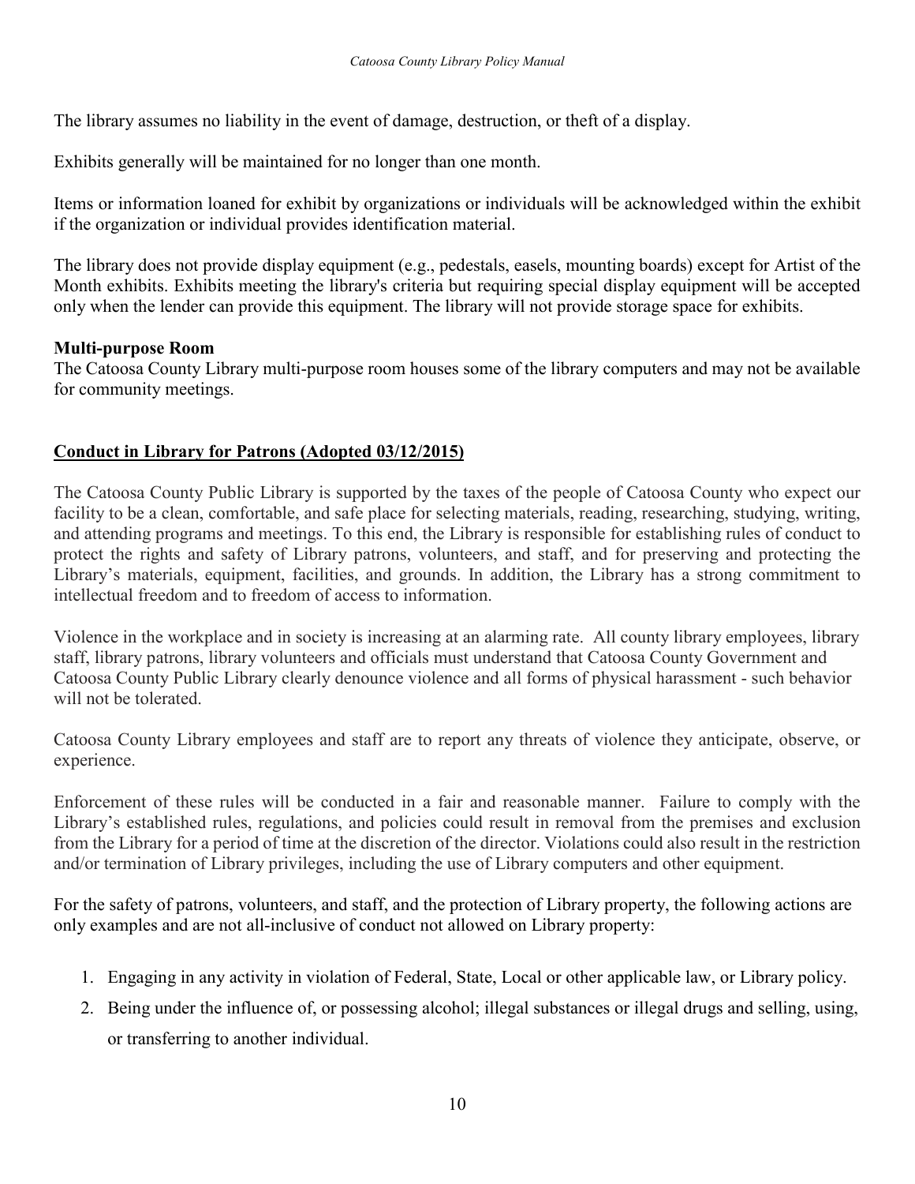The library assumes no liability in the event of damage, destruction, or theft of a display.

Exhibits generally will be maintained for no longer than one month.

Items or information loaned for exhibit by organizations or individuals will be acknowledged within the exhibit if the organization or individual provides identification material.

The library does not provide display equipment (e.g., pedestals, easels, mounting boards) except for Artist of the Month exhibits. Exhibits meeting the library's criteria but requiring special display equipment will be accepted only when the lender can provide this equipment. The library will not provide storage space for exhibits.

**Multi-purpose Room**
The Catoosa County Library multi-purpose room houses some of the library computers and may not be available for community meetings.

## Conduct in Library for Patrons (Adopted 03/12/2015)

The Catoosa County Public Library is supported by the taxes of the people of Catoosa County who expect our facility to be a clean, comfortable, and safe place for selecting materials, reading, researching, studying, writing, and attending programs and meetings. To this end, the Library is responsible for establishing rules of conduct to protect the rights and safety of Library patrons, volunteers, and staff, and for preserving and protecting the Library's materials, equipment, facilities, and grounds. In addition, the Library has a strong commitment to intellectual freedom and to freedom of access to information.

Violence in the workplace and in society is increasing at an alarming rate. All county library employees, library staff, library patrons, library volunteers and officials must understand that Catoosa County Government and Catoosa County Public Library clearly denounce violence and all forms of physical harassment - such behavior will not be tolerated.

Catoosa County Library employees and staff are to report any threats of violence they anticipate, observe, or experience.

Enforcement of these rules will be conducted in a fair and reasonable manner. Failure to comply with the Library's established rules, regulations, and policies could result in removal from the premises and exclusion from the Library for a period of time at the discretion of the director. Violations could also result in the restriction and/or termination of Library privileges, including the use of Library computers and other equipment.

For the safety of patrons, volunteers, and staff, and the protection of Library property, the following actions are only examples and are not all-inclusive of conduct not allowed on Library property:

1. Engaging in any activity in violation of Federal, State, Local or other applicable law, or Library policy.
2. Being under the influence of, or possessing alcohol; illegal substances or illegal drugs and selling, using, or transferring to another individual.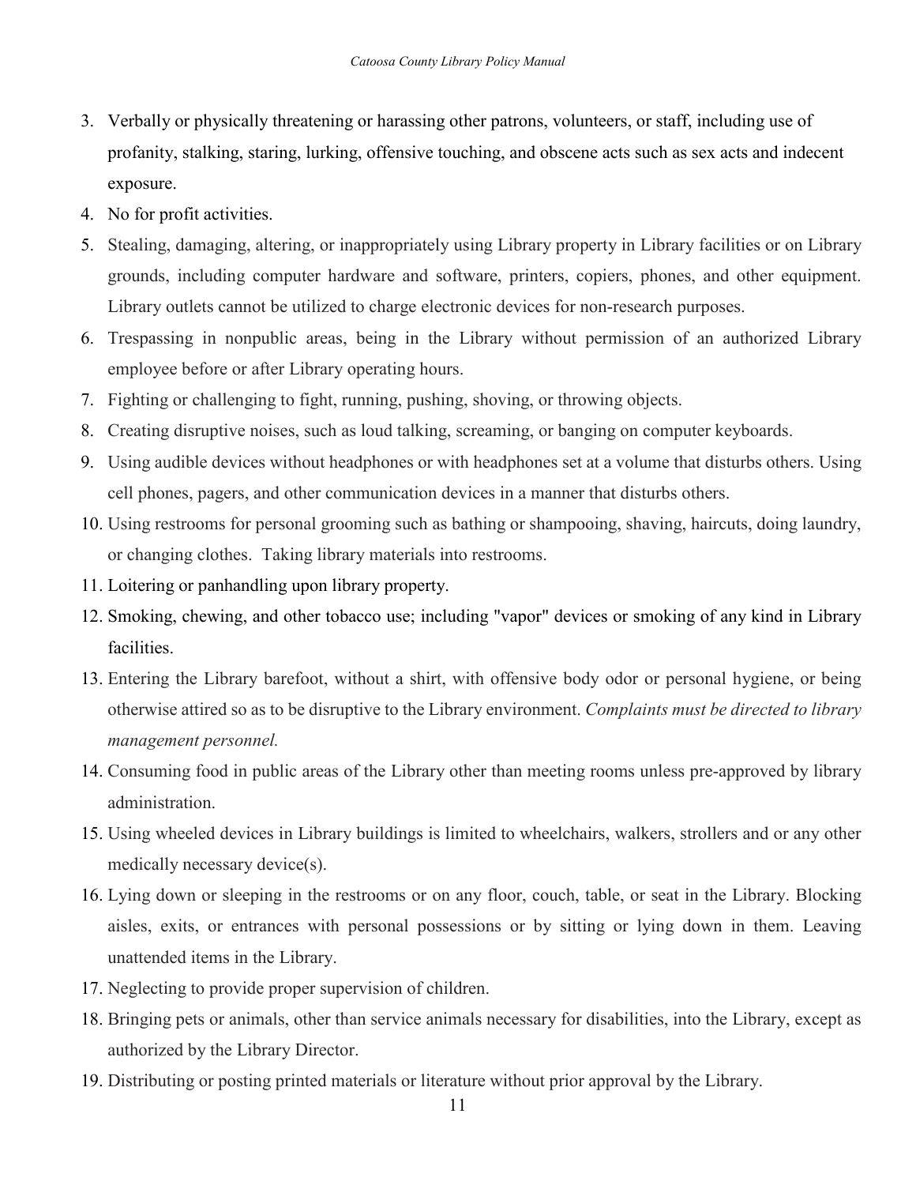3. Verbally or physically threatening or harassing other patrons, volunteers, or staff, including use of profanity, stalking, staring, lurking, offensive touching, and obscene acts such as sex acts and indecent exposure.
4. No for profit activities.
5. Stealing, damaging, altering, or inappropriately using Library property in Library facilities or on Library grounds, including computer hardware and software, printers, copiers, phones, and other equipment. Library outlets cannot be utilized to charge electronic devices for non-research purposes.
6. Trespassing in nonpublic areas, being in the Library without permission of an authorized Library employee before or after Library operating hours.
7. Fighting or challenging to fight, running, pushing, shoving, or throwing objects.
8. Creating disruptive noises, such as loud talking, screaming, or banging on computer keyboards.
9. Using audible devices without headphones or with headphones set at a volume that disturbs others. Using cell phones, pagers, and other communication devices in a manner that disturbs others.
10. Using restrooms for personal grooming such as bathing or shampooing, shaving, haircuts, doing laundry, or changing clothes. Taking library materials into restrooms.
11. Loitering or panhandling upon library property.
12. Smoking, chewing, and other tobacco use; including "vapor" devices or smoking of any kind in Library facilities.
13. Entering the Library barefoot, without a shirt, with offensive body odor or personal hygiene, or being otherwise attired so as to be disruptive to the Library environment. *Complaints must be directed to library management personnel.*
14. Consuming food in public areas of the Library other than meeting rooms unless pre-approved by library administration.
15. Using wheeled devices in Library buildings is limited to wheelchairs, walkers, strollers and or any other medically necessary device(s).
16. Lying down or sleeping in the restrooms or on any floor, couch, table, or seat in the Library. Blocking aisles, exits, or entrances with personal possessions or by sitting or lying down in them. Leaving unattended items in the Library.
17. Neglecting to provide proper supervision of children.
18. Bringing pets or animals, other than service animals necessary for disabilities, into the Library, except as authorized by the Library Director.
19. Distributing or posting printed materials or literature without prior approval by the Library.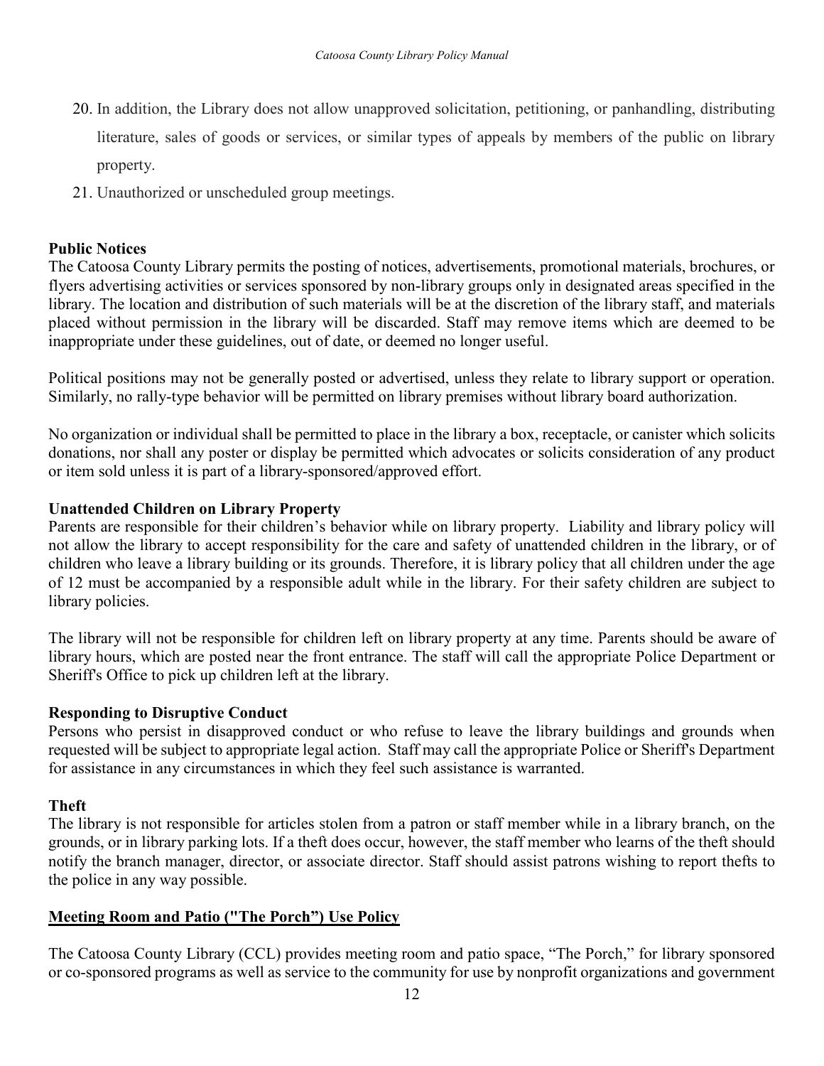20. In addition, the Library does not allow unapproved solicitation, petitioning, or panhandling, distributing literature, sales of goods or services, or similar types of appeals by members of the public on library property.
21. Unauthorized or unscheduled group meetings.

**Public Notices**

The Catoosa County Library permits the posting of notices, advertisements, promotional materials, brochures, or flyers advertising activities or services sponsored by non-library groups only in designated areas specified in the library. The location and distribution of such materials will be at the discretion of the library staff, and materials placed without permission in the library will be discarded. Staff may remove items which are deemed to be inappropriate under these guidelines, out of date, or deemed no longer useful.

Political positions may not be generally posted or advertised, unless they relate to library support or operation. Similarly, no rally-type behavior will be permitted on library premises without library board authorization.

No organization or individual shall be permitted to place in the library a box, receptacle, or canister which solicits donations, nor shall any poster or display be permitted which advocates or solicits consideration of any product or item sold unless it is part of a library-sponsored/approved effort.

**Unattended Children on Library Property**

Parents are responsible for their children's behavior while on library property. Liability and library policy will not allow the library to accept responsibility for the care and safety of unattended children in the library, or of children who leave a library building or its grounds. Therefore, it is library policy that all children under the age of 12 must be accompanied by a responsible adult while in the library. For their safety children are subject to library policies.

The library will not be responsible for children left on library property at any time. Parents should be aware of library hours, which are posted near the front entrance. The staff will call the appropriate Police Department or Sheriff's Office to pick up children left at the library.

**Responding to Disruptive Conduct**

Persons who persist in disapproved conduct or who refuse to leave the library buildings and grounds when requested will be subject to appropriate legal action. Staff may call the appropriate Police or Sheriff's Department for assistance in any circumstances in which they feel such assistance is warranted.

**Theft**

The library is not responsible for articles stolen from a patron or staff member while in a library branch, on the grounds, or in library parking lots. If a theft does occur, however, the staff member who learns of the theft should notify the branch manager, director, or associate director. Staff should assist patrons wishing to report thefts to the police in any way possible.

## Meeting Room and Patio ("The Porch") Use Policy

The Catoosa County Library (CCL) provides meeting room and patio space, "The Porch," for library sponsored or co-sponsored programs as well as service to the community for use by nonprofit organizations and government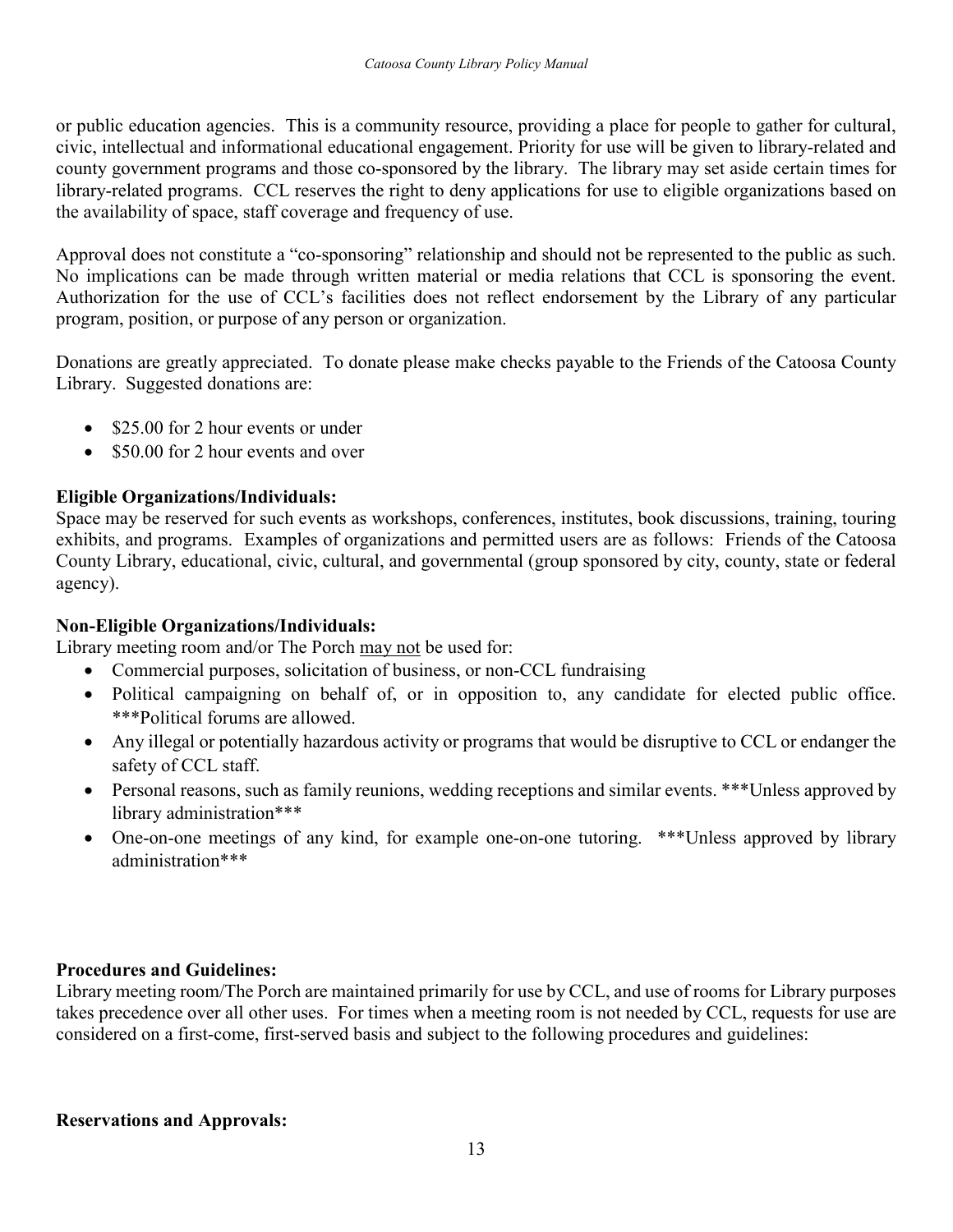or public education agencies. This is a community resource, providing a place for people to gather for cultural, civic, intellectual and informational educational engagement. Priority for use will be given to library-related and county government programs and those co-sponsored by the library. The library may set aside certain times for library-related programs. CCL reserves the right to deny applications for use to eligible organizations based on the availability of space, staff coverage and frequency of use.

Approval does not constitute a "co-sponsoring" relationship and should not be represented to the public as such. No implications can be made through written material or media relations that CCL is sponsoring the event. Authorization for the use of CCL's facilities does not reflect endorsement by the Library of any particular program, position, or purpose of any person or organization.

Donations are greatly appreciated. To donate please make checks payable to the Friends of the Catoosa County Library. Suggested donations are:

- $25.00 for 2 hour events or under
- $50.00 for 2 hour events and over

**Eligible Organizations/Individuals:**
Space may be reserved for such events as workshops, conferences, institutes, book discussions, training, touring exhibits, and programs. Examples of organizations and permitted users are as follows: Friends of the Catoosa County Library, educational, civic, cultural, and governmental (group sponsored by city, county, state or federal agency).

**Non-Eligible Organizations/Individuals:**
Library meeting room and/or The Porch <u>may not</u> be used for:

- Commercial purposes, solicitation of business, or non-CCL fundraising
- Political campaigning on behalf of, or in opposition to, any candidate for elected public office. ***Political forums are allowed.
- Any illegal or potentially hazardous activity or programs that would be disruptive to CCL or endanger the safety of CCL staff.
- Personal reasons, such as family reunions, wedding receptions and similar events. ***Unless approved by library administration***
- One-on-one meetings of any kind, for example one-on-one tutoring. ***Unless approved by library administration***

**Procedures and Guidelines:**
Library meeting room/The Porch are maintained primarily for use by CCL, and use of rooms for Library purposes takes precedence over all other uses. For times when a meeting room is not needed by CCL, requests for use are considered on a first-come, first-served basis and subject to the following procedures and guidelines:

**Reservations and Approvals:**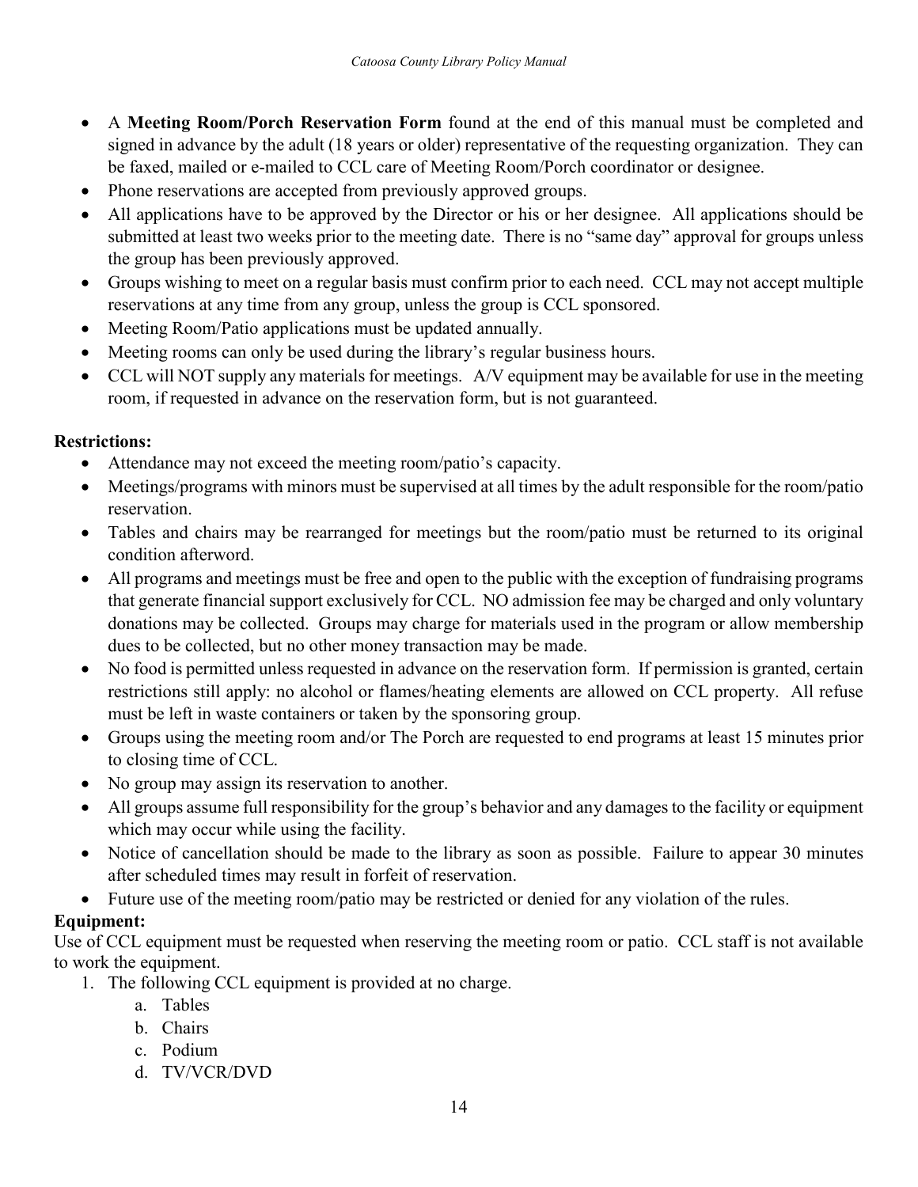- A **Meeting Room/Porch Reservation Form** found at the end of this manual must be completed and signed in advance by the adult (18 years or older) representative of the requesting organization. They can be faxed, mailed or e-mailed to CCL care of Meeting Room/Porch coordinator or designee.
- Phone reservations are accepted from previously approved groups.
- All applications have to be approved by the Director or his or her designee. All applications should be submitted at least two weeks prior to the meeting date. There is no "same day" approval for groups unless the group has been previously approved.
- Groups wishing to meet on a regular basis must confirm prior to each need. CCL may not accept multiple reservations at any time from any group, unless the group is CCL sponsored.
- Meeting Room/Patio applications must be updated annually.
- Meeting rooms can only be used during the library's regular business hours.
- CCL will NOT supply any materials for meetings. A/V equipment may be available for use in the meeting room, if requested in advance on the reservation form, but is not guaranteed.

**Restrictions:**

- Attendance may not exceed the meeting room/patio's capacity.
- Meetings/programs with minors must be supervised at all times by the adult responsible for the room/patio reservation.
- Tables and chairs may be rearranged for meetings but the room/patio must be returned to its original condition afterword.
- All programs and meetings must be free and open to the public with the exception of fundraising programs that generate financial support exclusively for CCL. NO admission fee may be charged and only voluntary donations may be collected. Groups may charge for materials used in the program or allow membership dues to be collected, but no other money transaction may be made.
- No food is permitted unless requested in advance on the reservation form. If permission is granted, certain restrictions still apply: no alcohol or flames/heating elements are allowed on CCL property. All refuse must be left in waste containers or taken by the sponsoring group.
- Groups using the meeting room and/or The Porch are requested to end programs at least 15 minutes prior to closing time of CCL.
- No group may assign its reservation to another.
- All groups assume full responsibility for the group's behavior and any damages to the facility or equipment which may occur while using the facility.
- Notice of cancellation should be made to the library as soon as possible. Failure to appear 30 minutes after scheduled times may result in forfeit of reservation.
- Future use of the meeting room/patio may be restricted or denied for any violation of the rules.

**Equipment:**

Use of CCL equipment must be requested when reserving the meeting room or patio. CCL staff is not available to work the equipment.

1. The following CCL equipment is provided at no charge.
   a. Tables
   b. Chairs
   c. Podium
   d. TV/VCR/DVD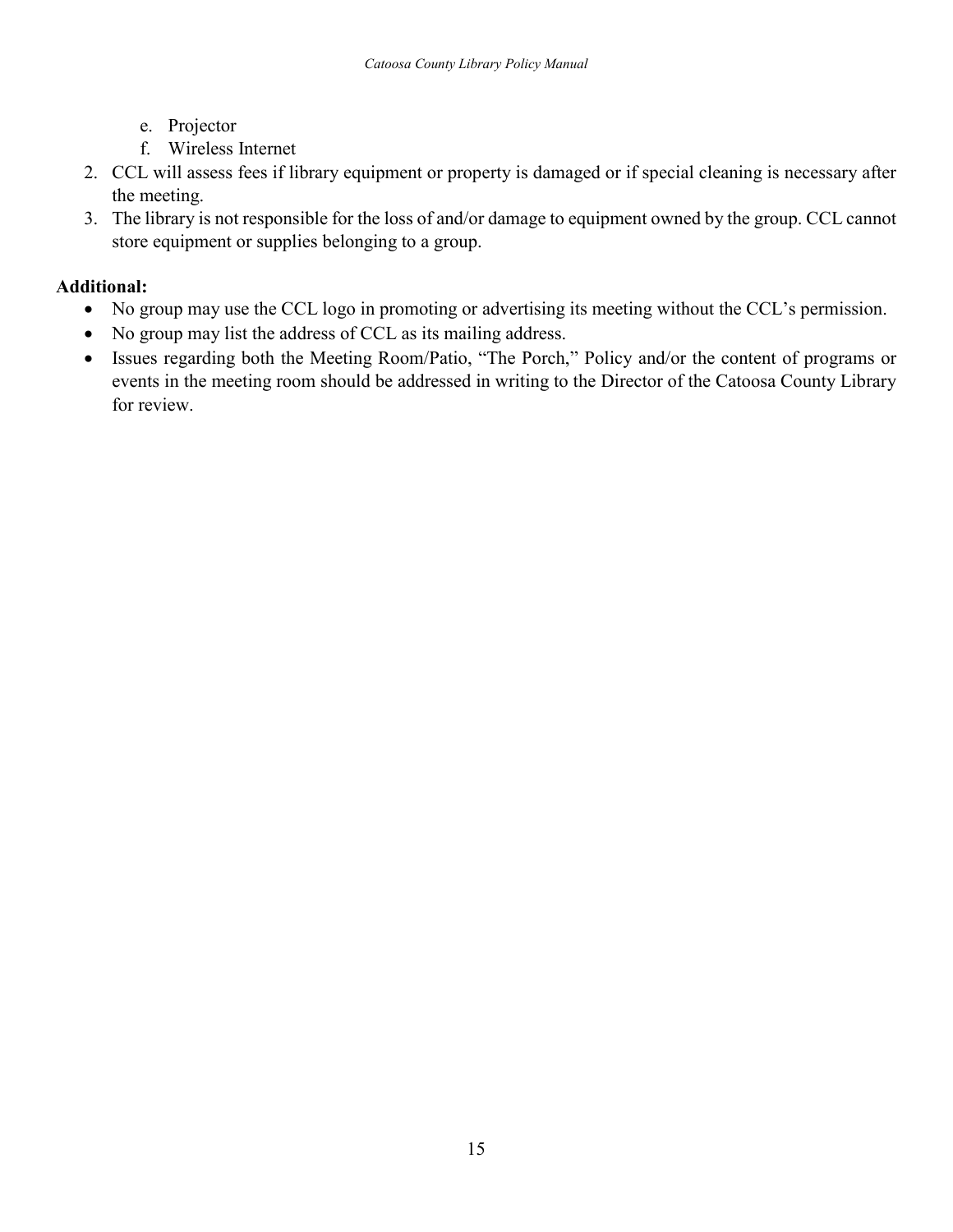e. Projector
   f. Wireless Internet
2. CCL will assess fees if library equipment or property is damaged or if special cleaning is necessary after the meeting.
3. The library is not responsible for the loss of and/or damage to equipment owned by the group. CCL cannot store equipment or supplies belonging to a group.

**Additional:**

- No group may use the CCL logo in promoting or advertising its meeting without the CCL's permission.
- No group may list the address of CCL as its mailing address.
- Issues regarding both the Meeting Room/Patio, "The Porch," Policy and/or the content of programs or events in the meeting room should be addressed in writing to the Director of the Catoosa County Library for review.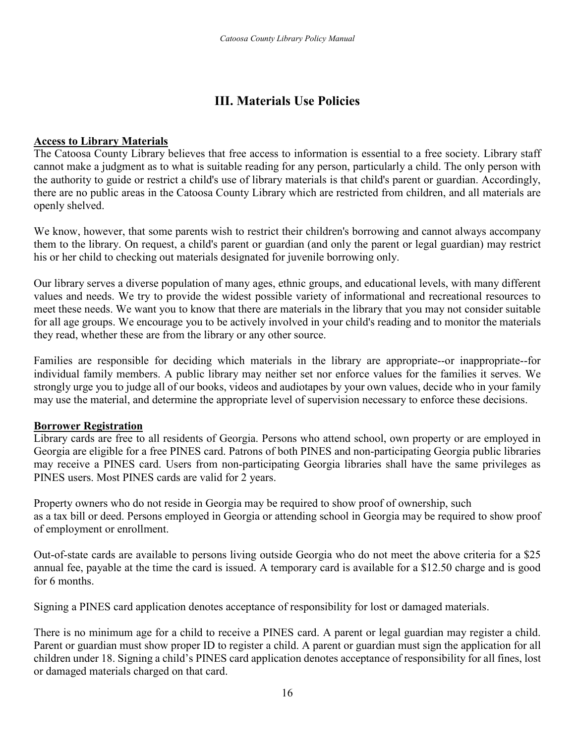# III. Materials Use Policies

**Access to Library Materials**

The Catoosa County Library believes that free access to information is essential to a free society. Library staff cannot make a judgment as to what is suitable reading for any person, particularly a child. The only person with the authority to guide or restrict a child's use of library materials is that child's parent or guardian. Accordingly, there are no public areas in the Catoosa County Library which are restricted from children, and all materials are openly shelved.

We know, however, that some parents wish to restrict their children's borrowing and cannot always accompany them to the library. On request, a child's parent or guardian (and only the parent or legal guardian) may restrict his or her child to checking out materials designated for juvenile borrowing only.

Our library serves a diverse population of many ages, ethnic groups, and educational levels, with many different values and needs. We try to provide the widest possible variety of informational and recreational resources to meet these needs. We want you to know that there are materials in the library that you may not consider suitable for all age groups. We encourage you to be actively involved in your child's reading and to monitor the materials they read, whether these are from the library or any other source.

Families are responsible for deciding which materials in the library are appropriate--or inappropriate--for individual family members. A public library may neither set nor enforce values for the families it serves. We strongly urge you to judge all of our books, videos and audiotapes by your own values, decide who in your family may use the material, and determine the appropriate level of supervision necessary to enforce these decisions.

**Borrower Registration**

Library cards are free to all residents of Georgia. Persons who attend school, own property or are employed in Georgia are eligible for a free PINES card. Patrons of both PINES and non-participating Georgia public libraries may receive a PINES card. Users from non-participating Georgia libraries shall have the same privileges as PINES users. Most PINES cards are valid for 2 years.

Property owners who do not reside in Georgia may be required to show proof of ownership, such as a tax bill or deed. Persons employed in Georgia or attending school in Georgia may be required to show proof of employment or enrollment.

Out-of-state cards are available to persons living outside Georgia who do not meet the above criteria for a $25 annual fee, payable at the time the card is issued. A temporary card is available for a $12.50 charge and is good for 6 months.

Signing a PINES card application denotes acceptance of responsibility for lost or damaged materials.

There is no minimum age for a child to receive a PINES card. A parent or legal guardian may register a child. Parent or guardian must show proper ID to register a child. A parent or guardian must sign the application for all children under 18. Signing a child's PINES card application denotes acceptance of responsibility for all fines, lost or damaged materials charged on that card.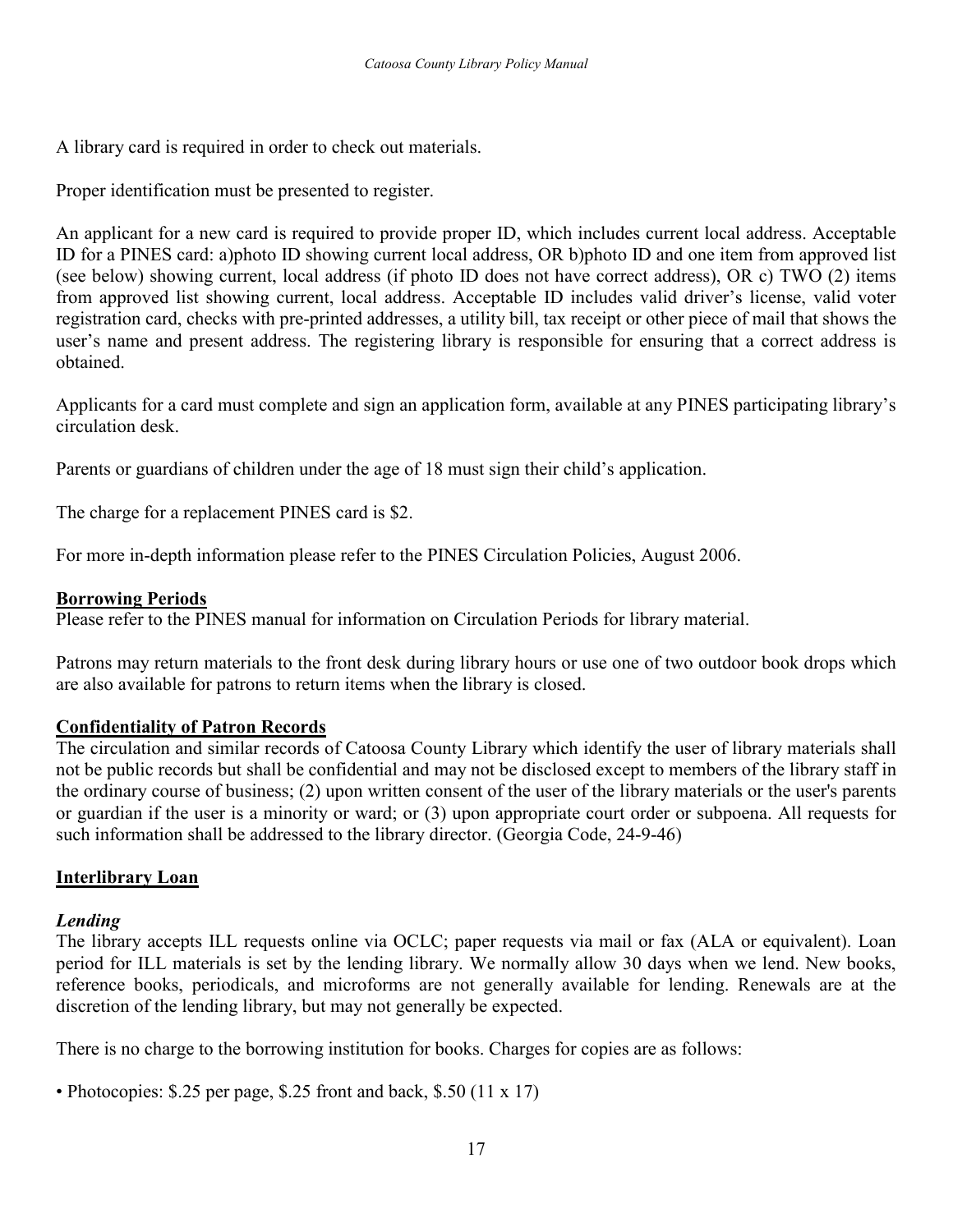A library card is required in order to check out materials.

Proper identification must be presented to register.

An applicant for a new card is required to provide proper ID, which includes current local address. Acceptable ID for a PINES card: a)photo ID showing current local address, OR b)photo ID and one item from approved list (see below) showing current, local address (if photo ID does not have correct address), OR c) TWO (2) items from approved list showing current, local address. Acceptable ID includes valid driver's license, valid voter registration card, checks with pre-printed addresses, a utility bill, tax receipt or other piece of mail that shows the user's name and present address. The registering library is responsible for ensuring that a correct address is obtained.

Applicants for a card must complete and sign an application form, available at any PINES participating library's circulation desk.

Parents or guardians of children under the age of 18 must sign their child's application.

The charge for a replacement PINES card is $2.

For more in-depth information please refer to the PINES Circulation Policies, August 2006.

**Borrowing Periods**

Please refer to the PINES manual for information on Circulation Periods for library material.

Patrons may return materials to the front desk during library hours or use one of two outdoor book drops which are also available for patrons to return items when the library is closed.

**Confidentiality of Patron Records**

The circulation and similar records of Catoosa County Library which identify the user of library materials shall not be public records but shall be confidential and may not be disclosed except to members of the library staff in the ordinary course of business; (2) upon written consent of the user of the library materials or the user's parents or guardian if the user is a minority or ward; or (3) upon appropriate court order or subpoena. All requests for such information shall be addressed to the library director. (Georgia Code, 24-9-46)

**Interlibrary Loan**

***Lending***

The library accepts ILL requests online via OCLC; paper requests via mail or fax (ALA or equivalent). Loan period for ILL materials is set by the lending library. We normally allow 30 days when we lend. New books, reference books, periodicals, and microforms are not generally available for lending. Renewals are at the discretion of the lending library, but may not generally be expected.

There is no charge to the borrowing institution for books. Charges for copies are as follows:

- Photocopies: $.25 per page, $.25 front and back, $.50 (11 x 17)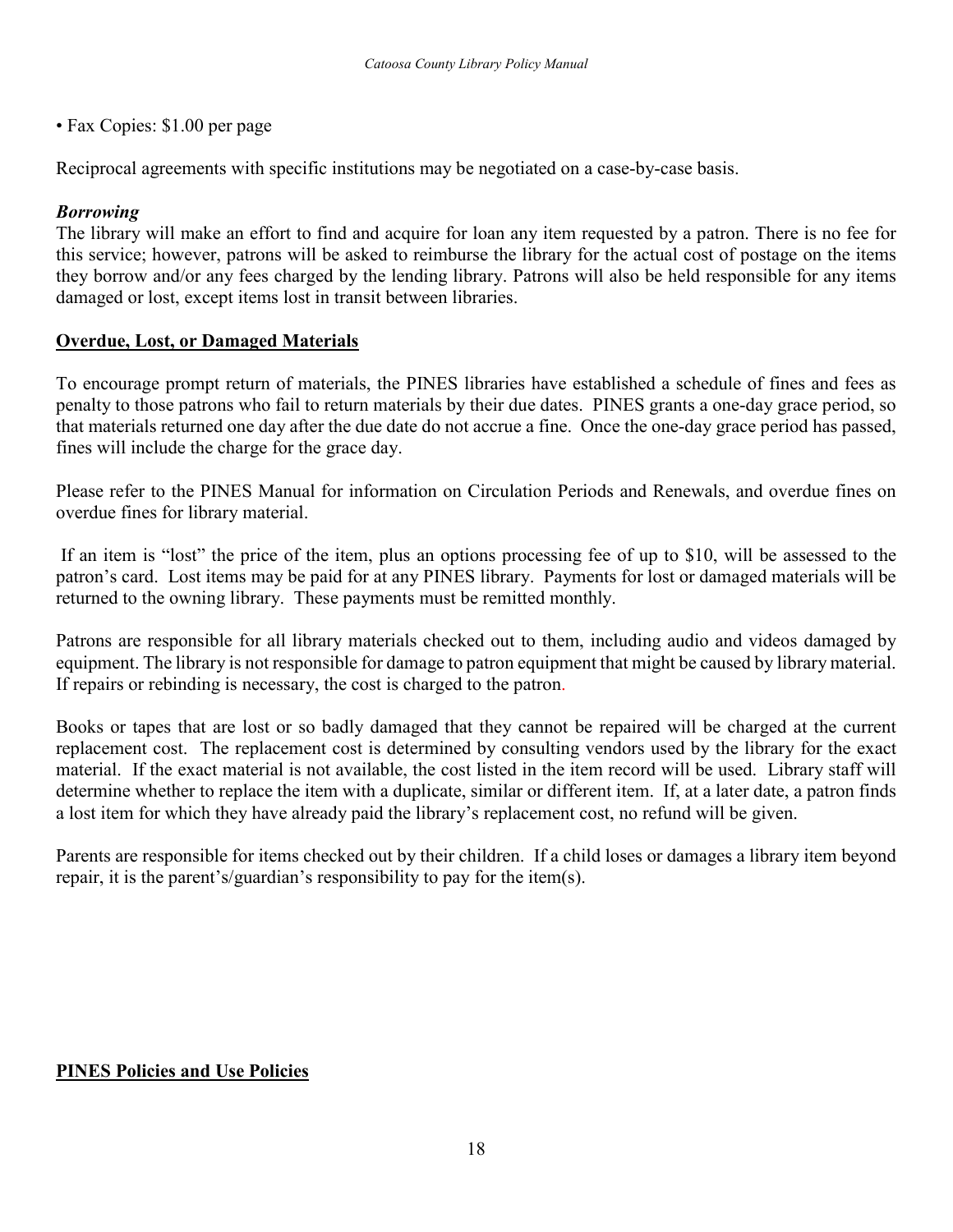• Fax Copies: $1.00 per page

Reciprocal agreements with specific institutions may be negotiated on a case-by-case basis.

***Borrowing***

The library will make an effort to find and acquire for loan any item requested by a patron. There is no fee for this service; however, patrons will be asked to reimburse the library for the actual cost of postage on the items they borrow and/or any fees charged by the lending library. Patrons will also be held responsible for any items damaged or lost, except items lost in transit between libraries.

**Overdue, Lost, or Damaged Materials**

To encourage prompt return of materials, the PINES libraries have established a schedule of fines and fees as penalty to those patrons who fail to return materials by their due dates. PINES grants a one-day grace period, so that materials returned one day after the due date do not accrue a fine. Once the one-day grace period has passed, fines will include the charge for the grace day.

Please refer to the PINES Manual for information on Circulation Periods and Renewals, and overdue fines on overdue fines for library material.

If an item is "lost" the price of the item, plus an options processing fee of up to $10, will be assessed to the patron's card. Lost items may be paid for at any PINES library. Payments for lost or damaged materials will be returned to the owning library. These payments must be remitted monthly.

Patrons are responsible for all library materials checked out to them, including audio and videos damaged by equipment. The library is not responsible for damage to patron equipment that might be caused by library material. If repairs or rebinding is necessary, the cost is charged to the patron.

Books or tapes that are lost or so badly damaged that they cannot be repaired will be charged at the current replacement cost. The replacement cost is determined by consulting vendors used by the library for the exact material. If the exact material is not available, the cost listed in the item record will be used. Library staff will determine whether to replace the item with a duplicate, similar or different item. If, at a later date, a patron finds a lost item for which they have already paid the library's replacement cost, no refund will be given.

Parents are responsible for items checked out by their children. If a child loses or damages a library item beyond repair, it is the parent's/guardian's responsibility to pay for the item(s).

**PINES Policies and Use Policies**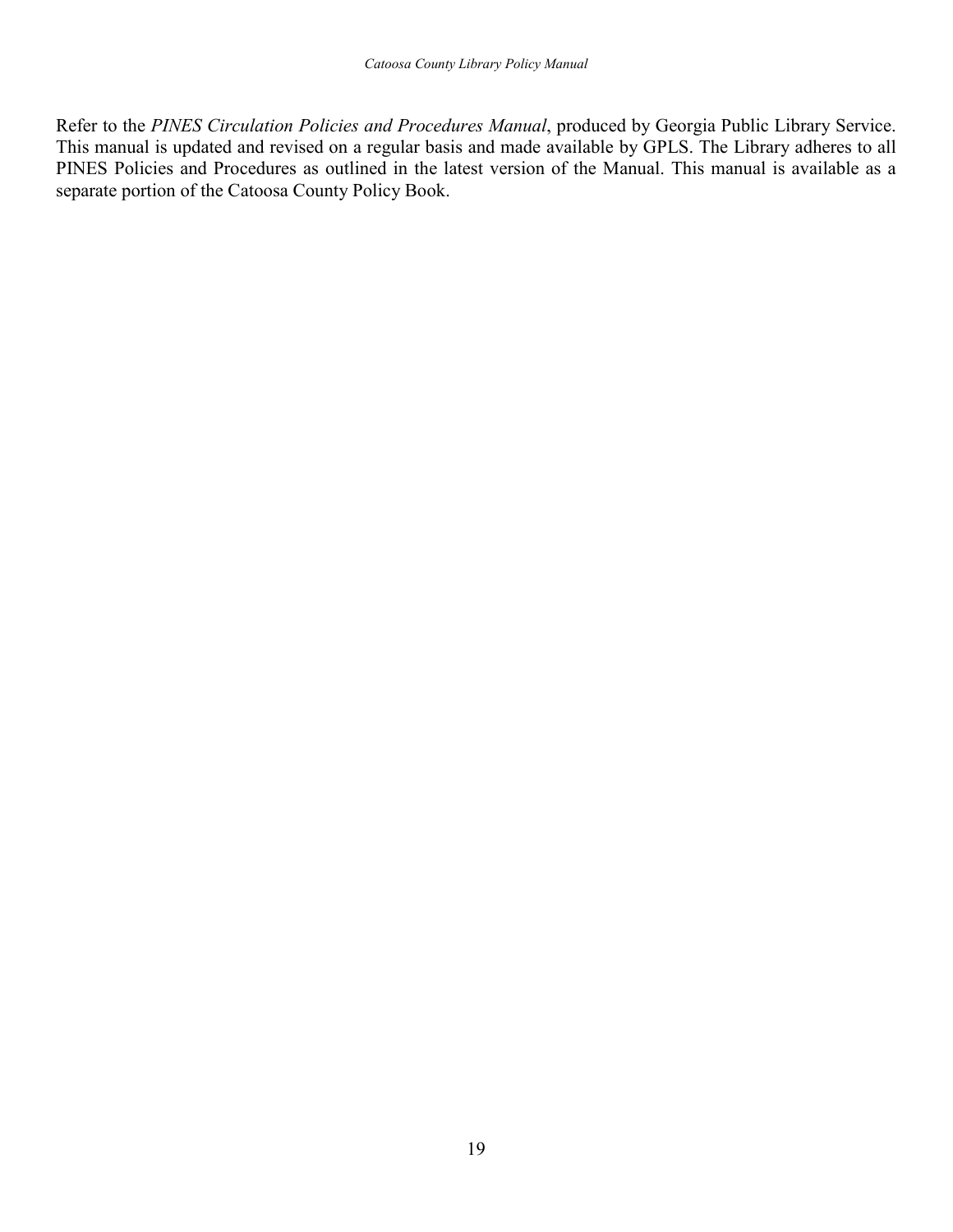Refer to the *PINES Circulation Policies and Procedures Manual*, produced by Georgia Public Library Service. This manual is updated and revised on a regular basis and made available by GPLS. The Library adheres to all PINES Policies and Procedures as outlined in the latest version of the Manual. This manual is available as a separate portion of the Catoosa County Policy Book.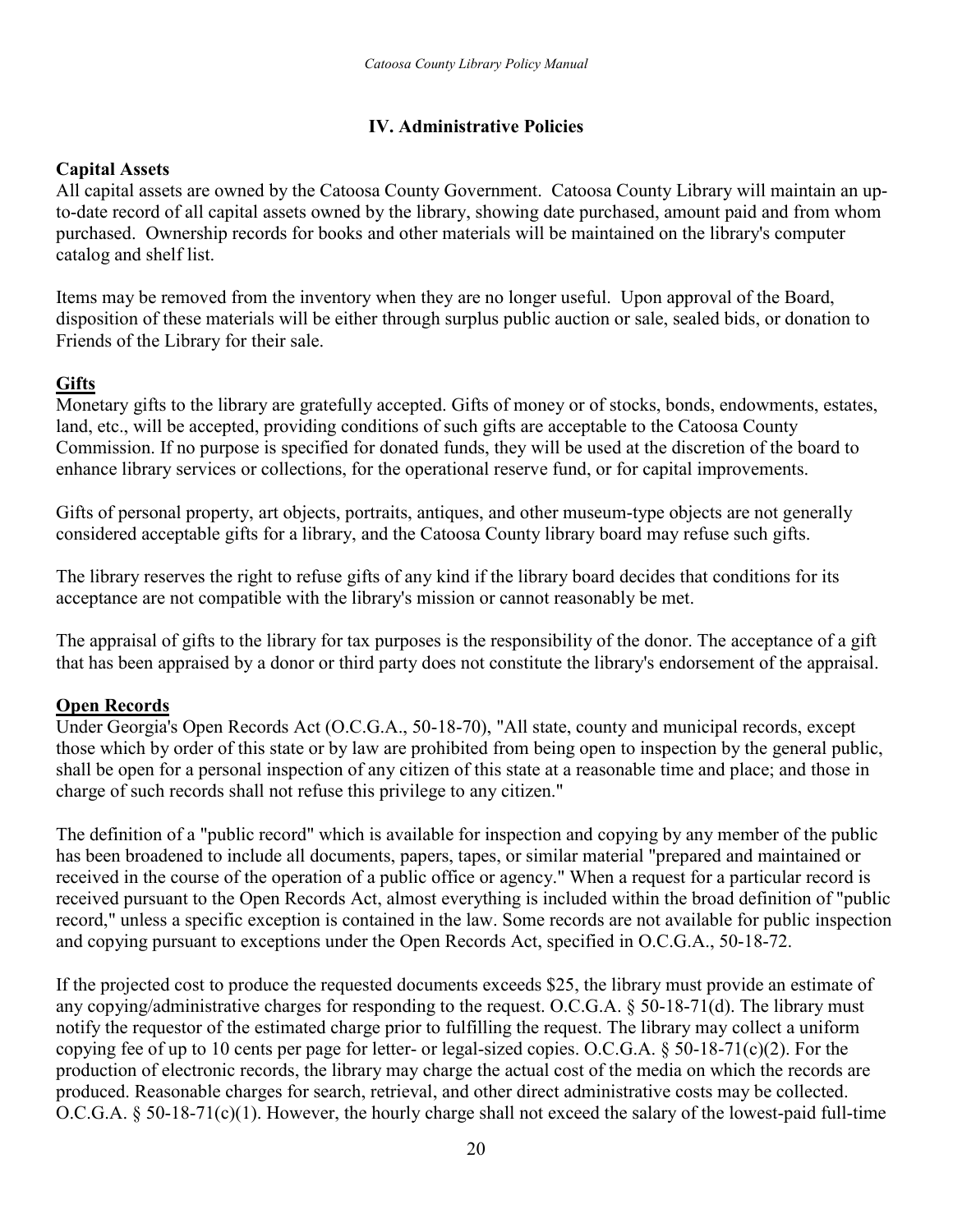## IV. Administrative Policies

**Capital Assets**

All capital assets are owned by the Catoosa County Government. Catoosa County Library will maintain an up-to-date record of all capital assets owned by the library, showing date purchased, amount paid and from whom purchased. Ownership records for books and other materials will be maintained on the library's computer catalog and shelf list.

Items may be removed from the inventory when they are no longer useful. Upon approval of the Board, disposition of these materials will be either through surplus public auction or sale, sealed bids, or donation to Friends of the Library for their sale.

**Gifts**

Monetary gifts to the library are gratefully accepted. Gifts of money or of stocks, bonds, endowments, estates, land, etc., will be accepted, providing conditions of such gifts are acceptable to the Catoosa County Commission. If no purpose is specified for donated funds, they will be used at the discretion of the board to enhance library services or collections, for the operational reserve fund, or for capital improvements.

Gifts of personal property, art objects, portraits, antiques, and other museum-type objects are not generally considered acceptable gifts for a library, and the Catoosa County library board may refuse such gifts.

The library reserves the right to refuse gifts of any kind if the library board decides that conditions for its acceptance are not compatible with the library's mission or cannot reasonably be met.

The appraisal of gifts to the library for tax purposes is the responsibility of the donor. The acceptance of a gift that has been appraised by a donor or third party does not constitute the library's endorsement of the appraisal.

**Open Records**

Under Georgia's Open Records Act (O.C.G.A., 50-18-70), "All state, county and municipal records, except those which by order of this state or by law are prohibited from being open to inspection by the general public, shall be open for a personal inspection of any citizen of this state at a reasonable time and place; and those in charge of such records shall not refuse this privilege to any citizen."

The definition of a "public record" which is available for inspection and copying by any member of the public has been broadened to include all documents, papers, tapes, or similar material "prepared and maintained or received in the course of the operation of a public office or agency." When a request for a particular record is received pursuant to the Open Records Act, almost everything is included within the broad definition of "public record," unless a specific exception is contained in the law. Some records are not available for public inspection and copying pursuant to exceptions under the Open Records Act, specified in O.C.G.A., 50-18-72.

If the projected cost to produce the requested documents exceeds $25, the library must provide an estimate of any copying/administrative charges for responding to the request. O.C.G.A. § 50-18-71(d). The library must notify the requestor of the estimated charge prior to fulfilling the request. The library may collect a uniform copying fee of up to 10 cents per page for letter- or legal-sized copies. O.C.G.A. § 50-18-71(c)(2). For the production of electronic records, the library may charge the actual cost of the media on which the records are produced. Reasonable charges for search, retrieval, and other direct administrative costs may be collected. O.C.G.A. § 50-18-71(c)(1). However, the hourly charge shall not exceed the salary of the lowest-paid full-time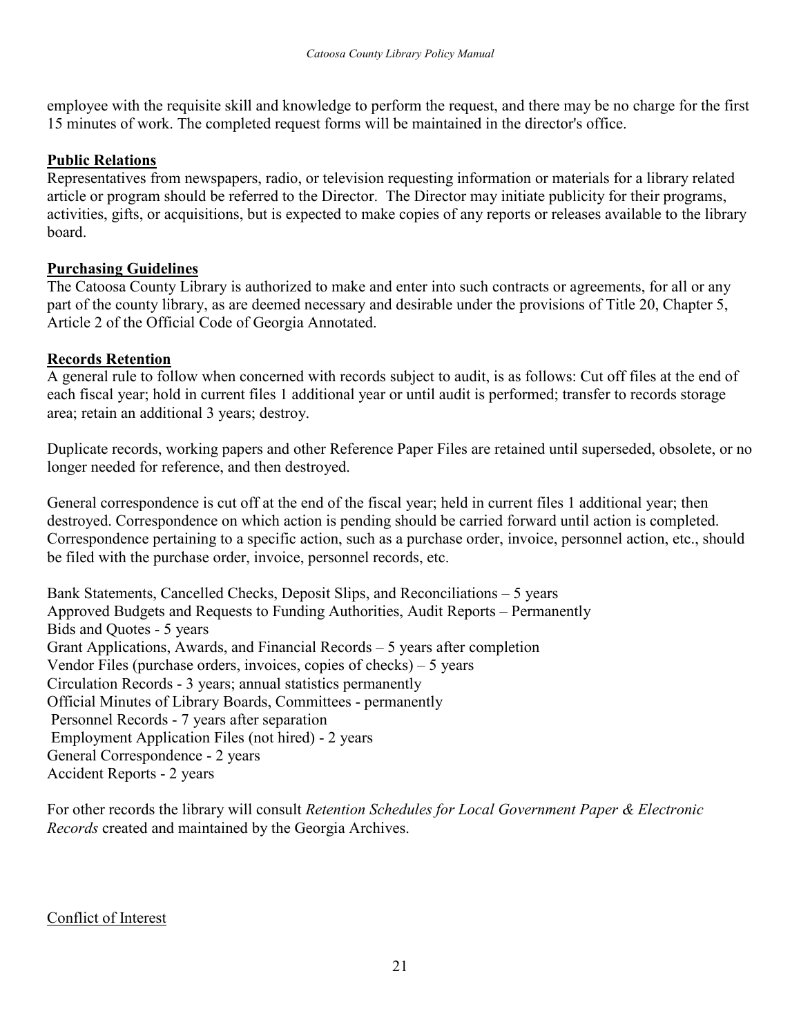employee with the requisite skill and knowledge to perform the request, and there may be no charge for the first 15 minutes of work. The completed request forms will be maintained in the director's office.

## Public Relations

Representatives from newspapers, radio, or television requesting information or materials for a library related article or program should be referred to the Director. The Director may initiate publicity for their programs, activities, gifts, or acquisitions, but is expected to make copies of any reports or releases available to the library board.

## Purchasing Guidelines

The Catoosa County Library is authorized to make and enter into such contracts or agreements, for all or any part of the county library, as are deemed necessary and desirable under the provisions of Title 20, Chapter 5, Article 2 of the Official Code of Georgia Annotated.

## Records Retention

A general rule to follow when concerned with records subject to audit, is as follows: Cut off files at the end of each fiscal year; hold in current files 1 additional year or until audit is performed; transfer to records storage area; retain an additional 3 years; destroy.

Duplicate records, working papers and other Reference Paper Files are retained until superseded, obsolete, or no longer needed for reference, and then destroyed.

General correspondence is cut off at the end of the fiscal year; held in current files 1 additional year; then destroyed. Correspondence on which action is pending should be carried forward until action is completed. Correspondence pertaining to a specific action, such as a purchase order, invoice, personnel action, etc., should be filed with the purchase order, invoice, personnel records, etc.

Bank Statements, Cancelled Checks, Deposit Slips, and Reconciliations – 5 years
Approved Budgets and Requests to Funding Authorities, Audit Reports – Permanently
Bids and Quotes - 5 years
Grant Applications, Awards, and Financial Records – 5 years after completion
Vendor Files (purchase orders, invoices, copies of checks) – 5 years
Circulation Records - 3 years; annual statistics permanently
Official Minutes of Library Boards, Committees - permanently
Personnel Records - 7 years after separation
Employment Application Files (not hired) - 2 years
General Correspondence - 2 years
Accident Reports - 2 years

For other records the library will consult *Retention Schedules for Local Government Paper & Electronic Records* created and maintained by the Georgia Archives.

## Conflict of Interest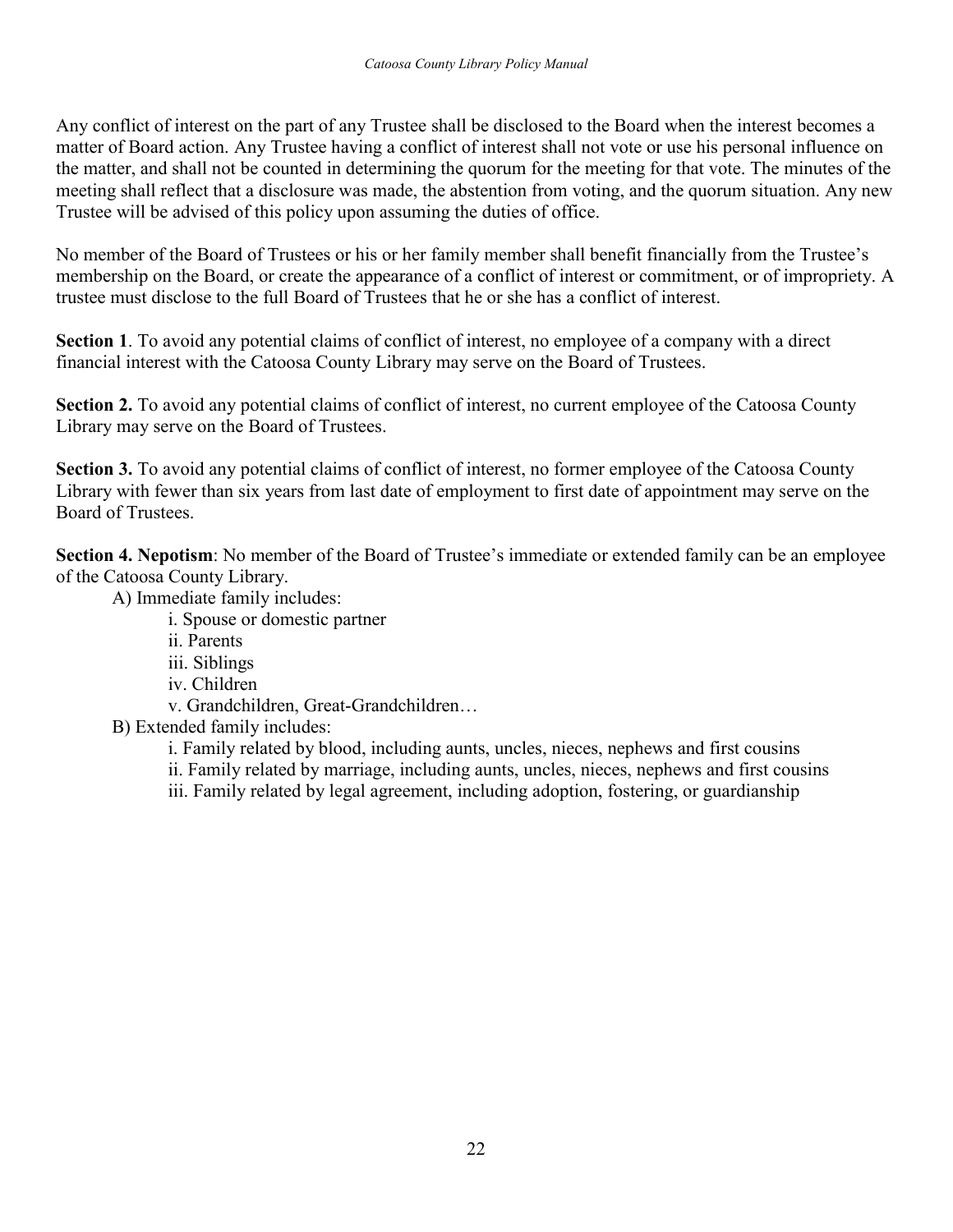Any conflict of interest on the part of any Trustee shall be disclosed to the Board when the interest becomes a matter of Board action. Any Trustee having a conflict of interest shall not vote or use his personal influence on the matter, and shall not be counted in determining the quorum for the meeting for that vote. The minutes of the meeting shall reflect that a disclosure was made, the abstention from voting, and the quorum situation. Any new Trustee will be advised of this policy upon assuming the duties of office.

No member of the Board of Trustees or his or her family member shall benefit financially from the Trustee's membership on the Board, or create the appearance of a conflict of interest or commitment, or of impropriety. A trustee must disclose to the full Board of Trustees that he or she has a conflict of interest.

**Section 1**. To avoid any potential claims of conflict of interest, no employee of a company with a direct financial interest with the Catoosa County Library may serve on the Board of Trustees.

**Section 2.** To avoid any potential claims of conflict of interest, no current employee of the Catoosa County Library may serve on the Board of Trustees.

**Section 3.** To avoid any potential claims of conflict of interest, no former employee of the Catoosa County Library with fewer than six years from last date of employment to first date of appointment may serve on the Board of Trustees.

**Section 4. Nepotism**: No member of the Board of Trustee's immediate or extended family can be an employee of the Catoosa County Library.

- A) Immediate family includes:
  - i. Spouse or domestic partner
  - ii. Parents
  - iii. Siblings
  - iv. Children
  - v. Grandchildren, Great-Grandchildren…
- B) Extended family includes:
  - i. Family related by blood, including aunts, uncles, nieces, nephews and first cousins
  - ii. Family related by marriage, including aunts, uncles, nieces, nephews and first cousins
  - iii. Family related by legal agreement, including adoption, fostering, or guardianship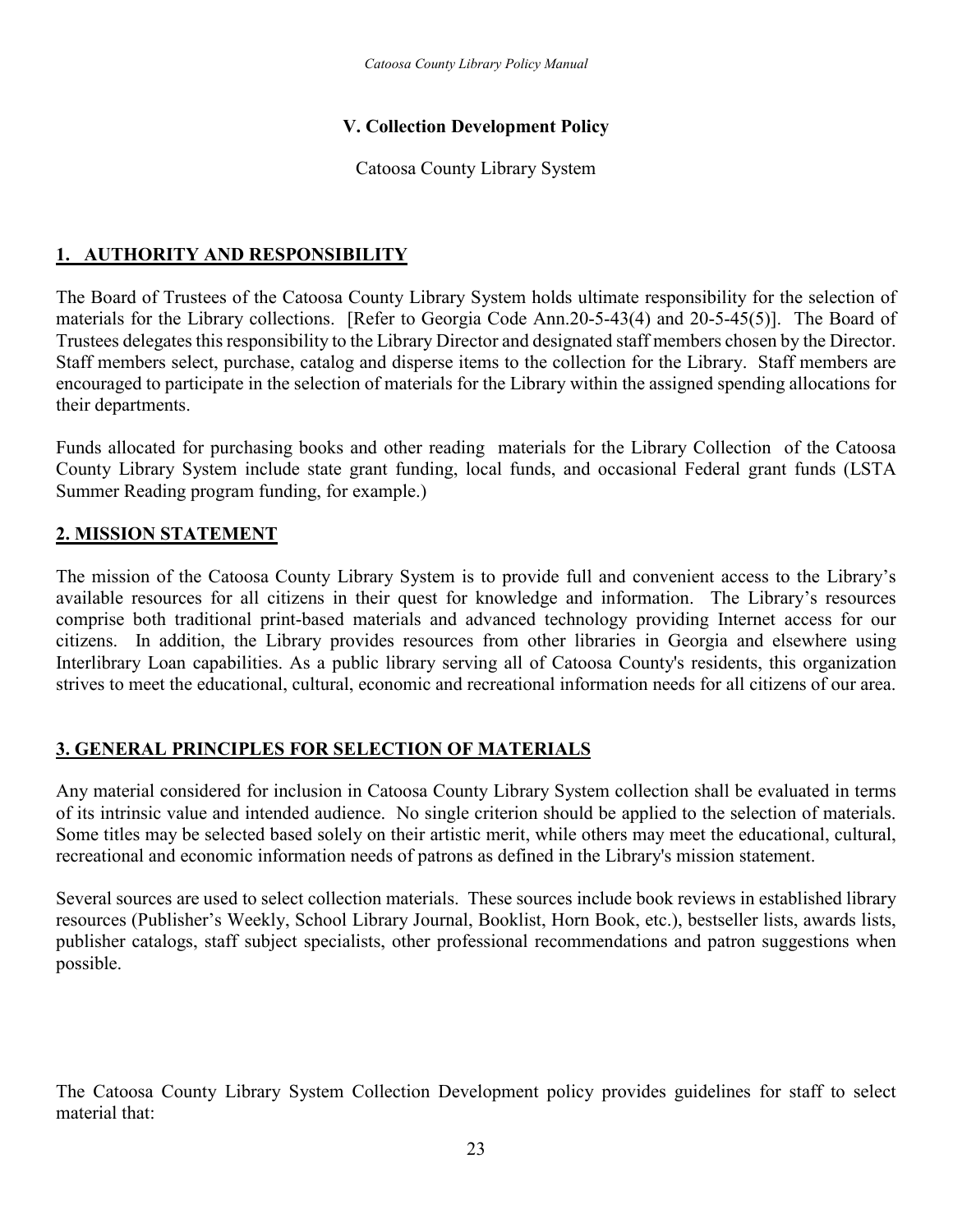## V. Collection Development Policy

Catoosa County Library System

### 1. AUTHORITY AND RESPONSIBILITY

The Board of Trustees of the Catoosa County Library System holds ultimate responsibility for the selection of materials for the Library collections. [Refer to Georgia Code Ann.20-5-43(4) and 20-5-45(5)]. The Board of Trustees delegates this responsibility to the Library Director and designated staff members chosen by the Director. Staff members select, purchase, catalog and disperse items to the collection for the Library. Staff members are encouraged to participate in the selection of materials for the Library within the assigned spending allocations for their departments.

Funds allocated for purchasing books and other reading materials for the Library Collection of the Catoosa County Library System include state grant funding, local funds, and occasional Federal grant funds (LSTA Summer Reading program funding, for example.)

### 2. MISSION STATEMENT

The mission of the Catoosa County Library System is to provide full and convenient access to the Library's available resources for all citizens in their quest for knowledge and information. The Library's resources comprise both traditional print-based materials and advanced technology providing Internet access for our citizens. In addition, the Library provides resources from other libraries in Georgia and elsewhere using Interlibrary Loan capabilities. As a public library serving all of Catoosa County's residents, this organization strives to meet the educational, cultural, economic and recreational information needs for all citizens of our area.

### 3. GENERAL PRINCIPLES FOR SELECTION OF MATERIALS

Any material considered for inclusion in Catoosa County Library System collection shall be evaluated in terms of its intrinsic value and intended audience. No single criterion should be applied to the selection of materials. Some titles may be selected based solely on their artistic merit, while others may meet the educational, cultural, recreational and economic information needs of patrons as defined in the Library's mission statement.

Several sources are used to select collection materials. These sources include book reviews in established library resources (Publisher's Weekly, School Library Journal, Booklist, Horn Book, etc.), bestseller lists, awards lists, publisher catalogs, staff subject specialists, other professional recommendations and patron suggestions when possible.

The Catoosa County Library System Collection Development policy provides guidelines for staff to select material that: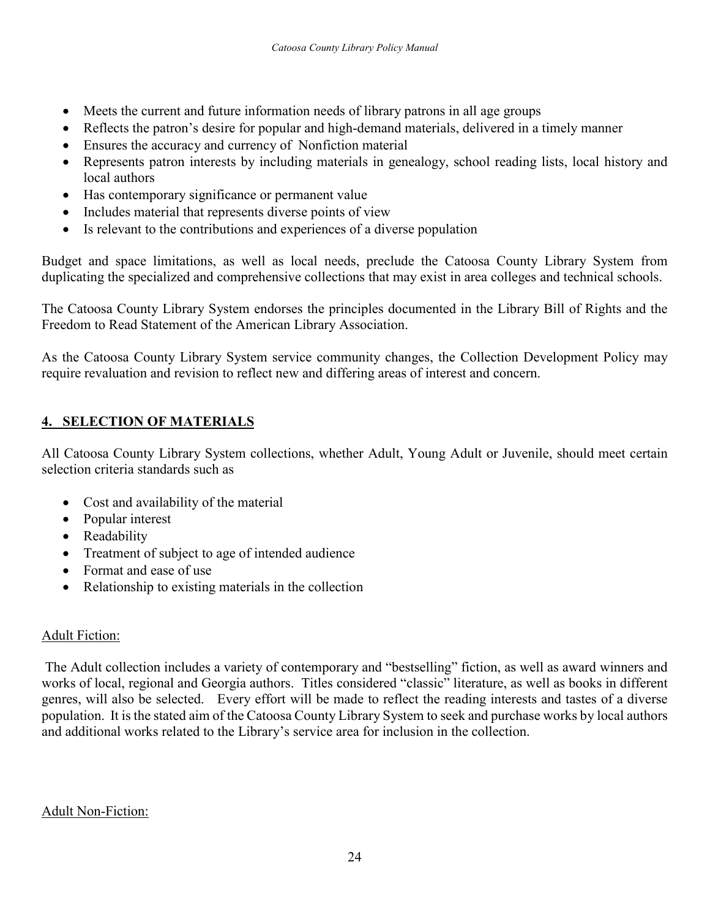- Meets the current and future information needs of library patrons in all age groups
- Reflects the patron's desire for popular and high-demand materials, delivered in a timely manner
- Ensures the accuracy and currency of Nonfiction material
- Represents patron interests by including materials in genealogy, school reading lists, local history and local authors
- Has contemporary significance or permanent value
- Includes material that represents diverse points of view
- Is relevant to the contributions and experiences of a diverse population

Budget and space limitations, as well as local needs, preclude the Catoosa County Library System from duplicating the specialized and comprehensive collections that may exist in area colleges and technical schools.

The Catoosa County Library System endorses the principles documented in the Library Bill of Rights and the Freedom to Read Statement of the American Library Association.

As the Catoosa County Library System service community changes, the Collection Development Policy may require revaluation and revision to reflect new and differing areas of interest and concern.

## 4. SELECTION OF MATERIALS

All Catoosa County Library System collections, whether Adult, Young Adult or Juvenile, should meet certain selection criteria standards such as

- Cost and availability of the material
- Popular interest
- Readability
- Treatment of subject to age of intended audience
- Format and ease of use
- Relationship to existing materials in the collection

Adult Fiction:

The Adult collection includes a variety of contemporary and "bestselling" fiction, as well as award winners and works of local, regional and Georgia authors. Titles considered "classic" literature, as well as books in different genres, will also be selected. Every effort will be made to reflect the reading interests and tastes of a diverse population. It is the stated aim of the Catoosa County Library System to seek and purchase works by local authors and additional works related to the Library's service area for inclusion in the collection.

Adult Non-Fiction: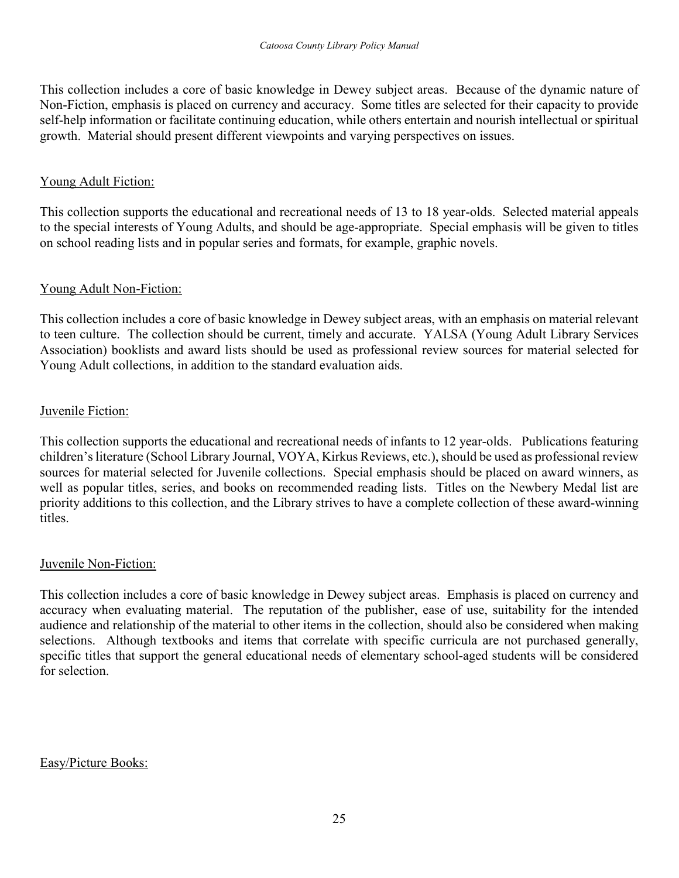This collection includes a core of basic knowledge in Dewey subject areas. Because of the dynamic nature of Non-Fiction, emphasis is placed on currency and accuracy. Some titles are selected for their capacity to provide self-help information or facilitate continuing education, while others entertain and nourish intellectual or spiritual growth. Material should present different viewpoints and varying perspectives on issues.

Young Adult Fiction:

This collection supports the educational and recreational needs of 13 to 18 year-olds. Selected material appeals to the special interests of Young Adults, and should be age-appropriate. Special emphasis will be given to titles on school reading lists and in popular series and formats, for example, graphic novels.

Young Adult Non-Fiction:

This collection includes a core of basic knowledge in Dewey subject areas, with an emphasis on material relevant to teen culture. The collection should be current, timely and accurate. YALSA (Young Adult Library Services Association) booklists and award lists should be used as professional review sources for material selected for Young Adult collections, in addition to the standard evaluation aids.

Juvenile Fiction:

This collection supports the educational and recreational needs of infants to 12 year-olds. Publications featuring children's literature (School Library Journal, VOYA, Kirkus Reviews, etc.), should be used as professional review sources for material selected for Juvenile collections. Special emphasis should be placed on award winners, as well as popular titles, series, and books on recommended reading lists. Titles on the Newbery Medal list are priority additions to this collection, and the Library strives to have a complete collection of these award-winning titles.

Juvenile Non-Fiction:

This collection includes a core of basic knowledge in Dewey subject areas. Emphasis is placed on currency and accuracy when evaluating material. The reputation of the publisher, ease of use, suitability for the intended audience and relationship of the material to other items in the collection, should also be considered when making selections. Although textbooks and items that correlate with specific curricula are not purchased generally, specific titles that support the general educational needs of elementary school-aged students will be considered for selection.

Easy/Picture Books: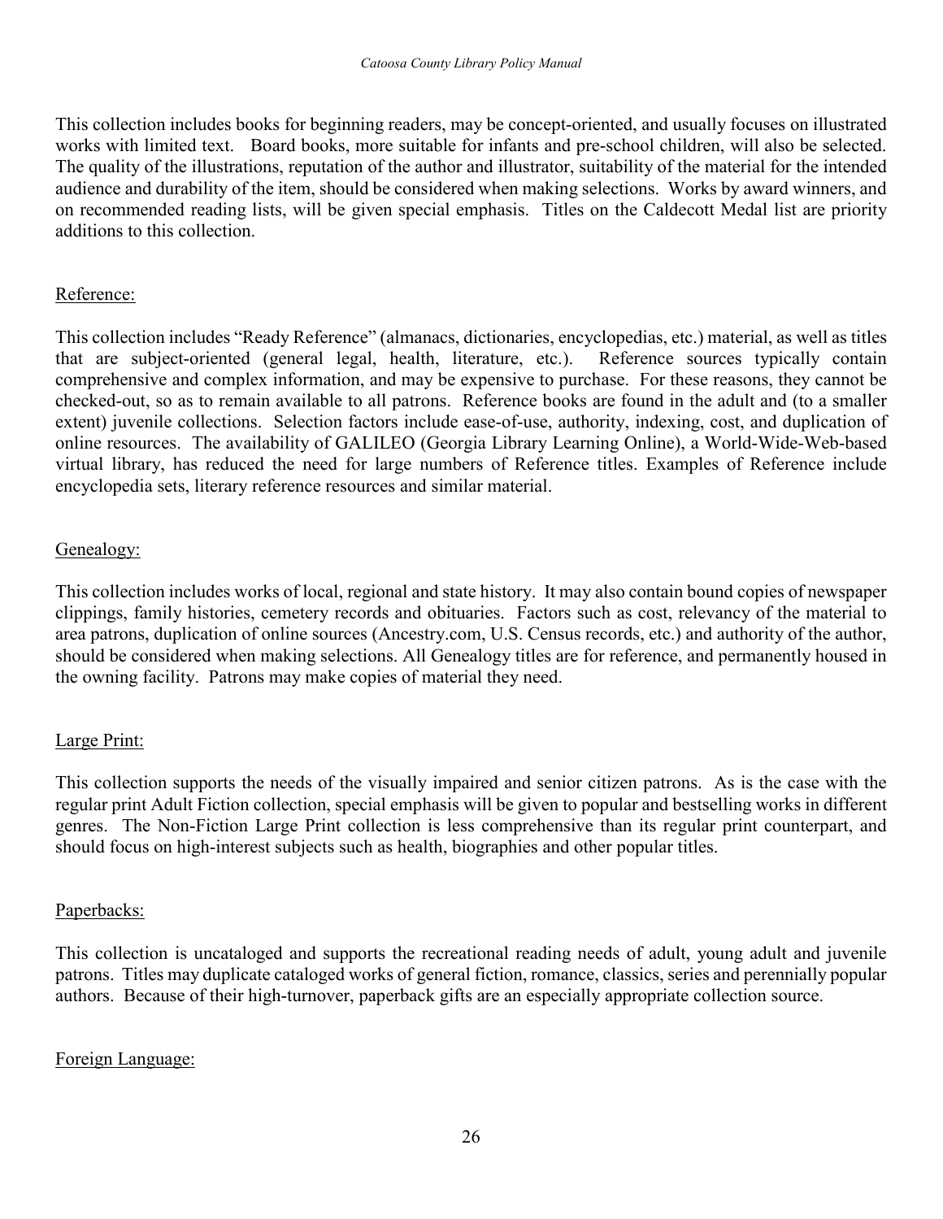This collection includes books for beginning readers, may be concept-oriented, and usually focuses on illustrated works with limited text. Board books, more suitable for infants and pre-school children, will also be selected. The quality of the illustrations, reputation of the author and illustrator, suitability of the material for the intended audience and durability of the item, should be considered when making selections. Works by award winners, and on recommended reading lists, will be given special emphasis. Titles on the Caldecott Medal list are priority additions to this collection.

Reference:

This collection includes "Ready Reference" (almanacs, dictionaries, encyclopedias, etc.) material, as well as titles that are subject-oriented (general legal, health, literature, etc.). Reference sources typically contain comprehensive and complex information, and may be expensive to purchase. For these reasons, they cannot be checked-out, so as to remain available to all patrons. Reference books are found in the adult and (to a smaller extent) juvenile collections. Selection factors include ease-of-use, authority, indexing, cost, and duplication of online resources. The availability of GALILEO (Georgia Library Learning Online), a World-Wide-Web-based virtual library, has reduced the need for large numbers of Reference titles. Examples of Reference include encyclopedia sets, literary reference resources and similar material.

Genealogy:

This collection includes works of local, regional and state history. It may also contain bound copies of newspaper clippings, family histories, cemetery records and obituaries. Factors such as cost, relevancy of the material to area patrons, duplication of online sources (Ancestry.com, U.S. Census records, etc.) and authority of the author, should be considered when making selections. All Genealogy titles are for reference, and permanently housed in the owning facility. Patrons may make copies of material they need.

Large Print:

This collection supports the needs of the visually impaired and senior citizen patrons. As is the case with the regular print Adult Fiction collection, special emphasis will be given to popular and bestselling works in different genres. The Non-Fiction Large Print collection is less comprehensive than its regular print counterpart, and should focus on high-interest subjects such as health, biographies and other popular titles.

Paperbacks:

This collection is uncataloged and supports the recreational reading needs of adult, young adult and juvenile patrons. Titles may duplicate cataloged works of general fiction, romance, classics, series and perennially popular authors. Because of their high-turnover, paperback gifts are an especially appropriate collection source.

Foreign Language: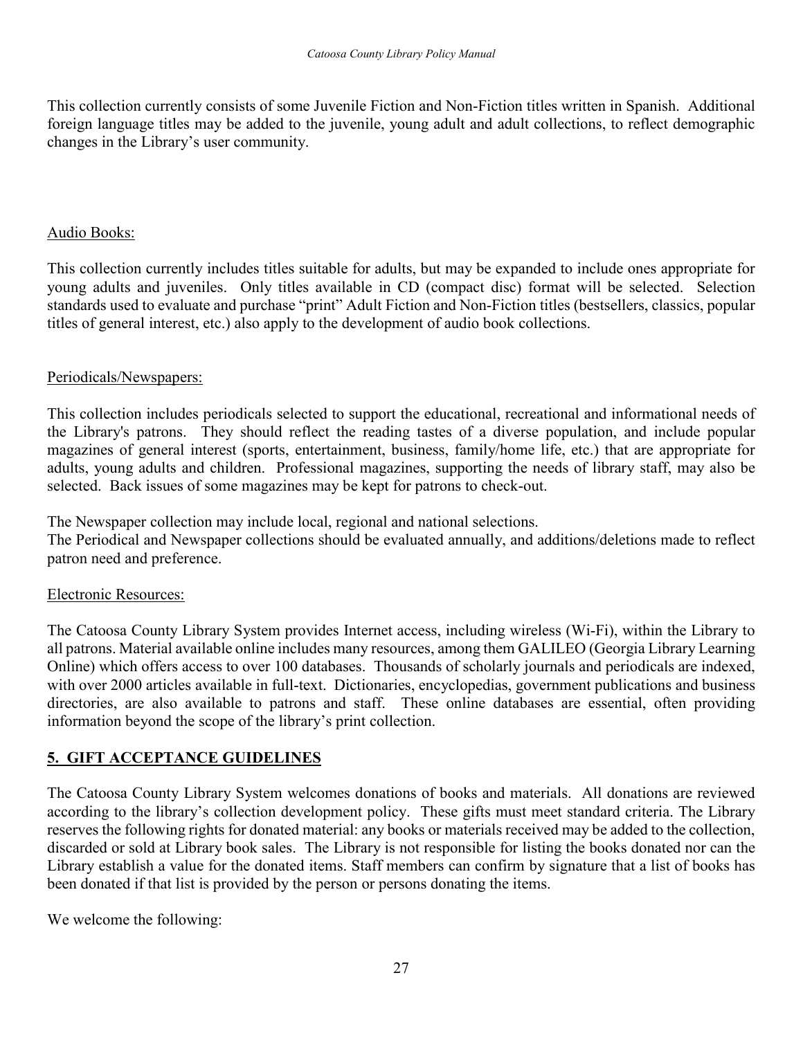This collection currently consists of some Juvenile Fiction and Non-Fiction titles written in Spanish. Additional foreign language titles may be added to the juvenile, young adult and adult collections, to reflect demographic changes in the Library's user community.

<u>Audio Books:</u>

This collection currently includes titles suitable for adults, but may be expanded to include ones appropriate for young adults and juveniles. Only titles available in CD (compact disc) format will be selected. Selection standards used to evaluate and purchase "print" Adult Fiction and Non-Fiction titles (bestsellers, classics, popular titles of general interest, etc.) also apply to the development of audio book collections.

<u>Periodicals/Newspapers:</u>

This collection includes periodicals selected to support the educational, recreational and informational needs of the Library's patrons. They should reflect the reading tastes of a diverse population, and include popular magazines of general interest (sports, entertainment, business, family/home life, etc.) that are appropriate for adults, young adults and children. Professional magazines, supporting the needs of library staff, may also be selected. Back issues of some magazines may be kept for patrons to check-out.

The Newspaper collection may include local, regional and national selections.
The Periodical and Newspaper collections should be evaluated annually, and additions/deletions made to reflect patron need and preference.

<u>Electronic Resources:</u>

The Catoosa County Library System provides Internet access, including wireless (Wi-Fi), within the Library to all patrons. Material available online includes many resources, among them GALILEO (Georgia Library Learning Online) which offers access to over 100 databases. Thousands of scholarly journals and periodicals are indexed, with over 2000 articles available in full-text. Dictionaries, encyclopedias, government publications and business directories, are also available to patrons and staff. These online databases are essential, often providing information beyond the scope of the library's print collection.

## 5. GIFT ACCEPTANCE GUIDELINES

The Catoosa County Library System welcomes donations of books and materials. All donations are reviewed according to the library's collection development policy. These gifts must meet standard criteria. The Library reserves the following rights for donated material: any books or materials received may be added to the collection, discarded or sold at Library book sales. The Library is not responsible for listing the books donated nor can the Library establish a value for the donated items. Staff members can confirm by signature that a list of books has been donated if that list is provided by the person or persons donating the items.

We welcome the following: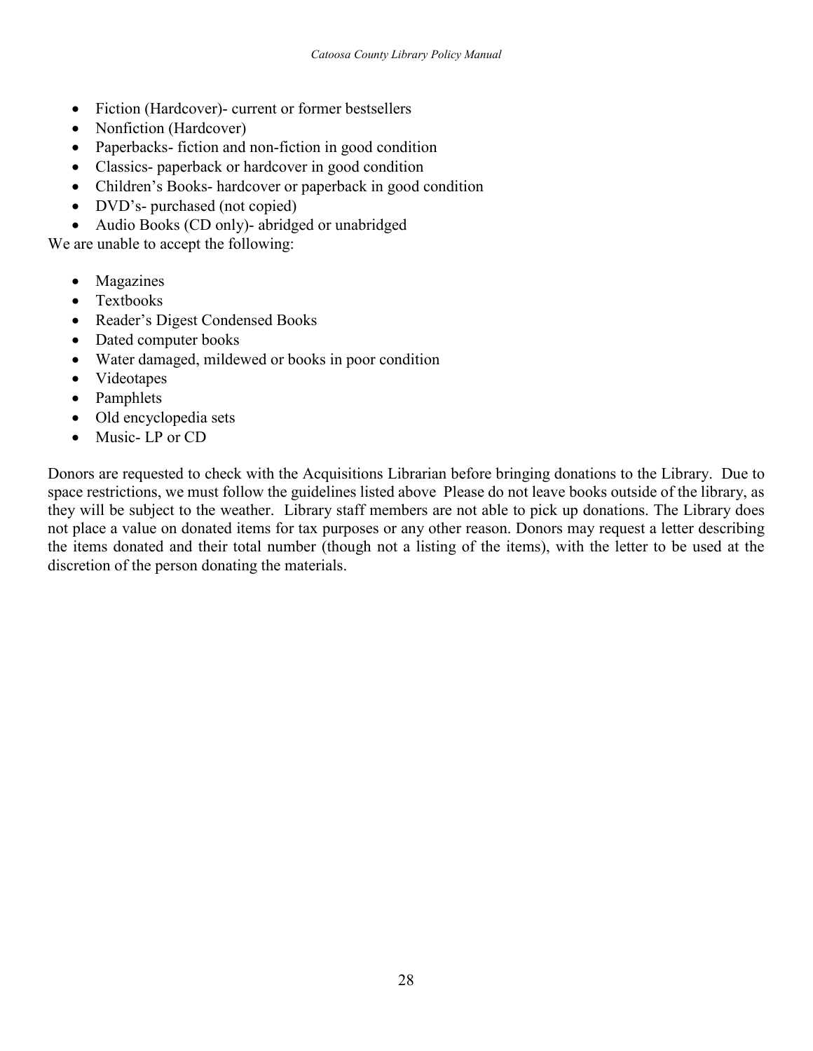- Fiction (Hardcover)- current or former bestsellers
- Nonfiction (Hardcover)
- Paperbacks- fiction and non-fiction in good condition
- Classics- paperback or hardcover in good condition
- Children's Books- hardcover or paperback in good condition
- DVD's- purchased (not copied)
- Audio Books (CD only)- abridged or unabridged

We are unable to accept the following:

- Magazines
- Textbooks
- Reader's Digest Condensed Books
- Dated computer books
- Water damaged, mildewed or books in poor condition
- Videotapes
- Pamphlets
- Old encyclopedia sets
- Music- LP or CD

Donors are requested to check with the Acquisitions Librarian before bringing donations to the Library. Due to space restrictions, we must follow the guidelines listed above Please do not leave books outside of the library, as they will be subject to the weather. Library staff members are not able to pick up donations. The Library does not place a value on donated items for tax purposes or any other reason. Donors may request a letter describing the items donated and their total number (though not a listing of the items), with the letter to be used at the discretion of the person donating the materials.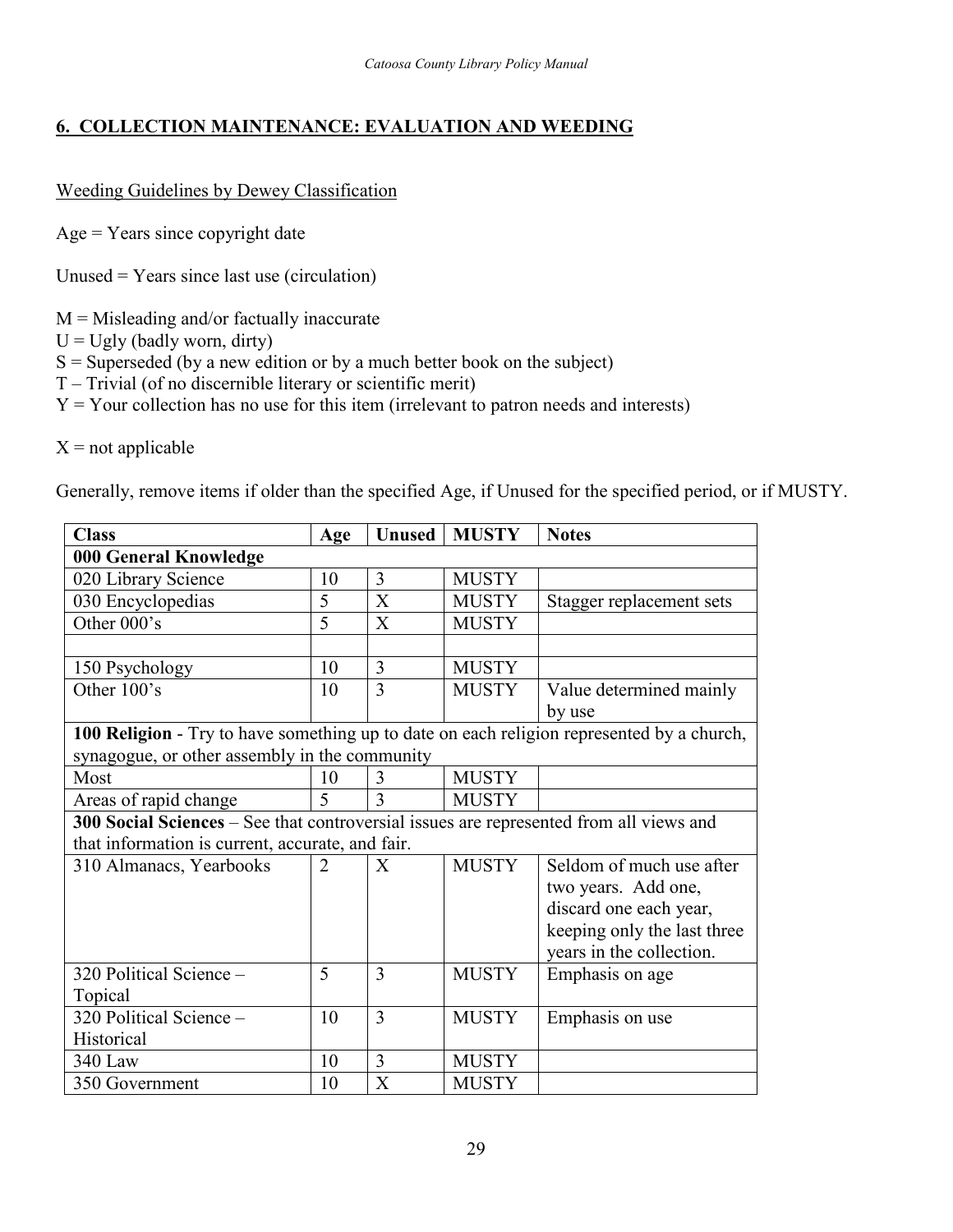## 6. COLLECTION MAINTENANCE: EVALUATION AND WEEDING

Weeding Guidelines by Dewey Classification

Age = Years since copyright date

Unused = Years since last use (circulation)

M = Misleading and/or factually inaccurate
U = Ugly (badly worn, dirty)
S = Superseded (by a new edition or by a much better book on the subject)
T – Trivial (of no discernible literary or scientific merit)
Y = Your collection has no use for this item (irrelevant to patron needs and interests)

X = not applicable

Generally, remove items if older than the specified Age, if Unused for the specified period, or if MUSTY.

| Class | Age | Unused | MUSTY | Notes |
|---|---|---|---|---|
| **000 General Knowledge** | | | | |
| 020 Library Science | 10 | 3 | MUSTY | |
| 030 Encyclopedias | 5 | X | MUSTY | Stagger replacement sets |
| Other 000's | 5 | X | MUSTY | |
| | | | | |
| 150 Psychology | 10 | 3 | MUSTY | |
| Other 100's | 10 | 3 | MUSTY | Value determined mainly by use |
| **100 Religion** - Try to have something up to date on each religion represented by a church, synagogue, or other assembly in the community | | | | |
| Most | 10 | 3 | MUSTY | |
| Areas of rapid change | 5 | 3 | MUSTY | |
| **300 Social Sciences** – See that controversial issues are represented from all views and that information is current, accurate, and fair. | | | | |
| 310 Almanacs, Yearbooks | 2 | X | MUSTY | Seldom of much use after two years. Add one, discard one each year, keeping only the last three years in the collection. |
| 320 Political Science – Topical | 5 | 3 | MUSTY | Emphasis on age |
| 320 Political Science – Historical | 10 | 3 | MUSTY | Emphasis on use |
| 340 Law | 10 | 3 | MUSTY | |
| 350 Government | 10 | X | MUSTY | |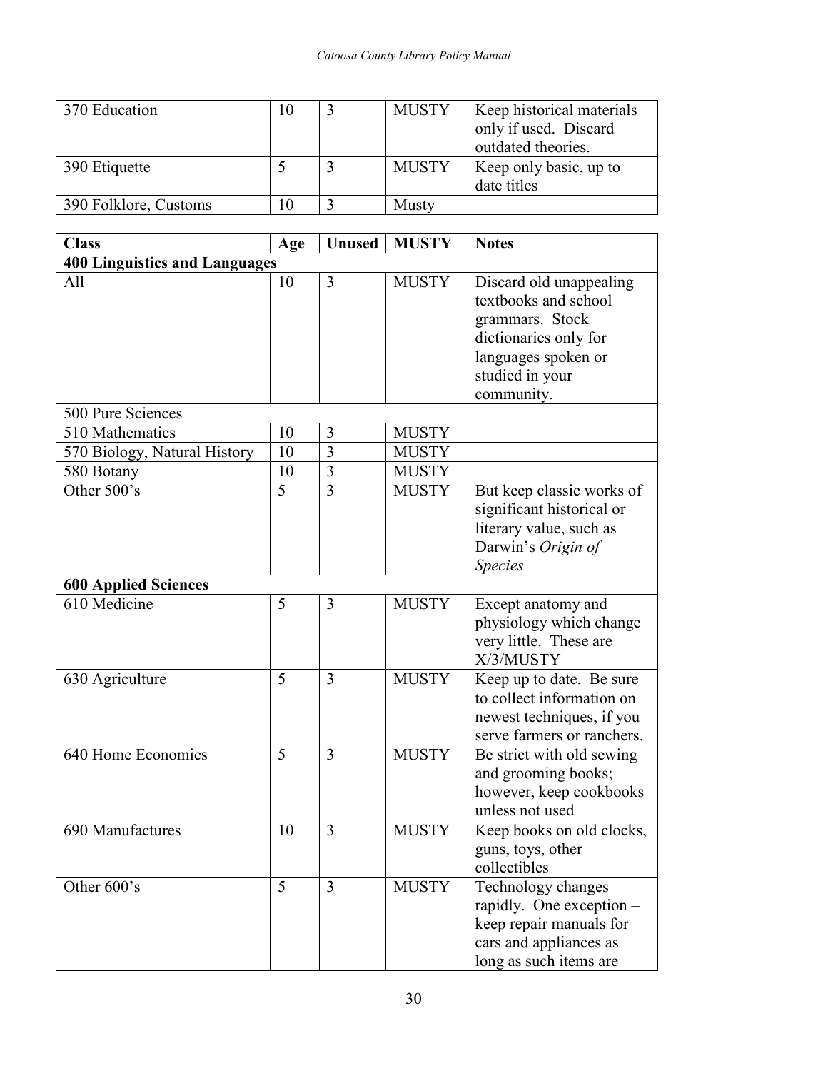| 370 Education | 10 | 3 | MUSTY | Keep historical materials only if used. Discard outdated theories. |
|---|---|---|---|---|
| 390 Etiquette | 5 | 3 | MUSTY | Keep only basic, up to date titles |
| 390 Folklore, Customs | 10 | 3 | Musty | |

| **Class** | **Age** | **Unused** | **MUSTY** | **Notes** |
|---|---|---|---|---|
| **400 Linguistics and Languages** | | | | |
| All | 10 | 3 | MUSTY | Discard old unappealing textbooks and school grammars. Stock dictionaries only for languages spoken or studied in your community. |
| 500 Pure Sciences | | | | |
| 510 Mathematics | 10 | 3 | MUSTY | |
| 570 Biology, Natural History | 10 | 3 | MUSTY | |
| 580 Botany | 10 | 3 | MUSTY | |
| Other 500's | 5 | 3 | MUSTY | But keep classic works of significant historical or literary value, such as Darwin's *Origin of Species* |
| **600 Applied Sciences** | | | | |
| 610 Medicine | 5 | 3 | MUSTY | Except anatomy and physiology which change very little. These are X/3/MUSTY |
| 630 Agriculture | 5 | 3 | MUSTY | Keep up to date. Be sure to collect information on newest techniques, if you serve farmers or ranchers. |
| 640 Home Economics | 5 | 3 | MUSTY | Be strict with old sewing and grooming books; however, keep cookbooks unless not used |
| 690 Manufactures | 10 | 3 | MUSTY | Keep books on old clocks, guns, toys, other collectibles |
| Other 600's | 5 | 3 | MUSTY | Technology changes rapidly. One exception – keep repair manuals for cars and appliances as long as such items are |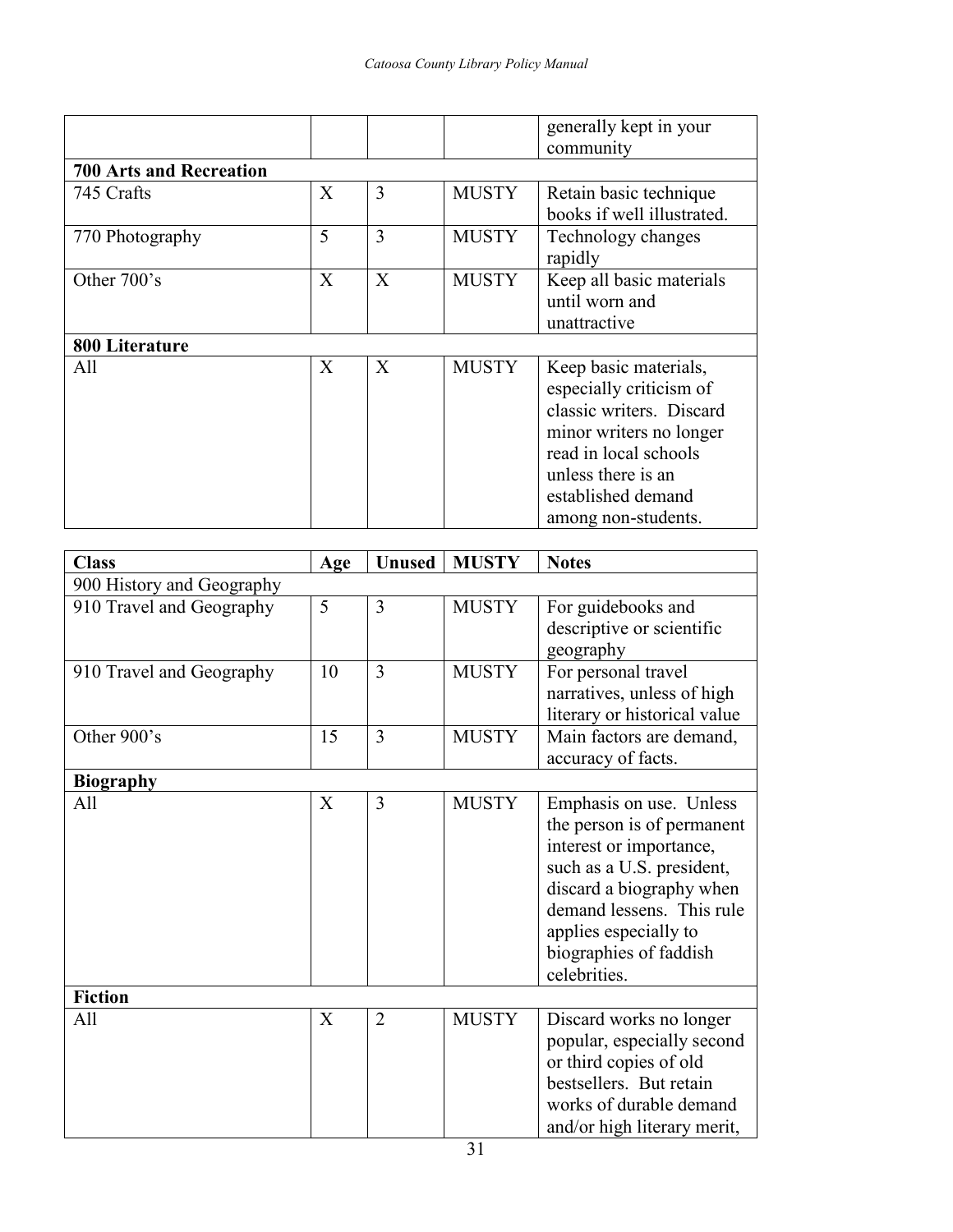| | | | | |
|---|---|---|---|---|
| | | | | generally kept in your community |
| **700 Arts and Recreation** | | | | |
| 745 Crafts | X | 3 | MUSTY | Retain basic technique books if well illustrated. |
| 770 Photography | 5 | 3 | MUSTY | Technology changes rapidly |
| Other 700's | X | X | MUSTY | Keep all basic materials until worn and unattractive |
| **800 Literature** | | | | |
| All | X | X | MUSTY | Keep basic materials, especially criticism of classic writers. Discard minor writers no longer read in local schools unless there is an established demand among non-students. |

| **Class** | **Age** | **Unused** | **MUSTY** | **Notes** |
|---|---|---|---|---|
| 900 History and Geography | | | | |
| 910 Travel and Geography | 5 | 3 | MUSTY | For guidebooks and descriptive or scientific geography |
| 910 Travel and Geography | 10 | 3 | MUSTY | For personal travel narratives, unless of high literary or historical value |
| Other 900's | 15 | 3 | MUSTY | Main factors are demand, accuracy of facts. |
| **Biography** | | | | |
| All | X | 3 | MUSTY | Emphasis on use. Unless the person is of permanent interest or importance, such as a U.S. president, discard a biography when demand lessens. This rule applies especially to biographies of faddish celebrities. |
| **Fiction** | | | | |
| All | X | 2 | MUSTY | Discard works no longer popular, especially second or third copies of old bestsellers. But retain works of durable demand and/or high literary merit, |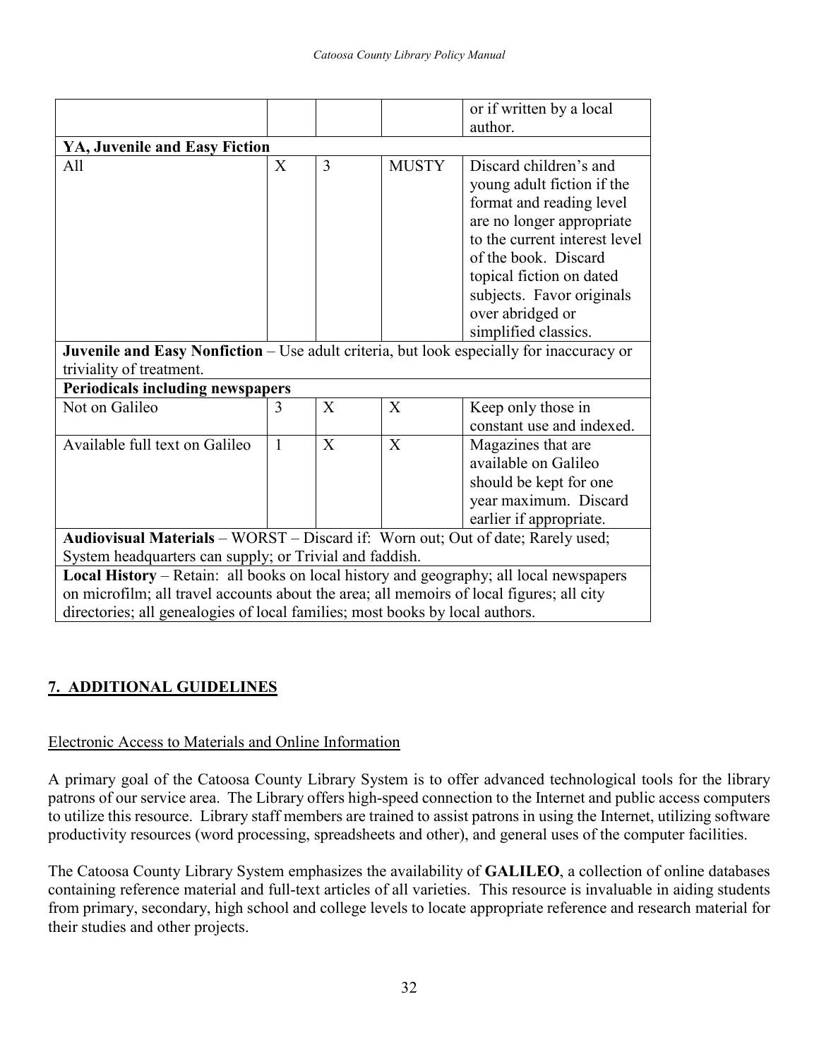| | | | | |
|---|---|---|---|---|
| | | | | or if written by a local author. |
| **YA, Juvenile and Easy Fiction** | | | | |
| All | X | 3 | MUSTY | Discard children's and young adult fiction if the format and reading level are no longer appropriate to the current interest level of the book. Discard topical fiction on dated subjects. Favor originals over abridged or simplified classics. |
| **Juvenile and Easy Nonfiction** – Use adult criteria, but look especially for inaccuracy or triviality of treatment. | | | | |
| **Periodicals including newspapers** | | | | |
| Not on Galileo | 3 | X | X | Keep only those in constant use and indexed. |
| Available full text on Galileo | 1 | X | X | Magazines that are available on Galileo should be kept for one year maximum. Discard earlier if appropriate. |
| **Audiovisual Materials** – WORST – Discard if: Worn out; Out of date; Rarely used; System headquarters can supply; or Trivial and faddish. | | | | |
| **Local History** – Retain: all books on local history and geography; all local newspapers on microfilm; all travel accounts about the area; all memoirs of local figures; all city directories; all genealogies of local families; most books by local authors. | | | | |

## 7. ADDITIONAL GUIDELINES

Electronic Access to Materials and Online Information

A primary goal of the Catoosa County Library System is to offer advanced technological tools for the library patrons of our service area. The Library offers high-speed connection to the Internet and public access computers to utilize this resource. Library staff members are trained to assist patrons in using the Internet, utilizing software productivity resources (word processing, spreadsheets and other), and general uses of the computer facilities.

The Catoosa County Library System emphasizes the availability of **GALILEO**, a collection of online databases containing reference material and full-text articles of all varieties. This resource is invaluable in aiding students from primary, secondary, high school and college levels to locate appropriate reference and research material for their studies and other projects.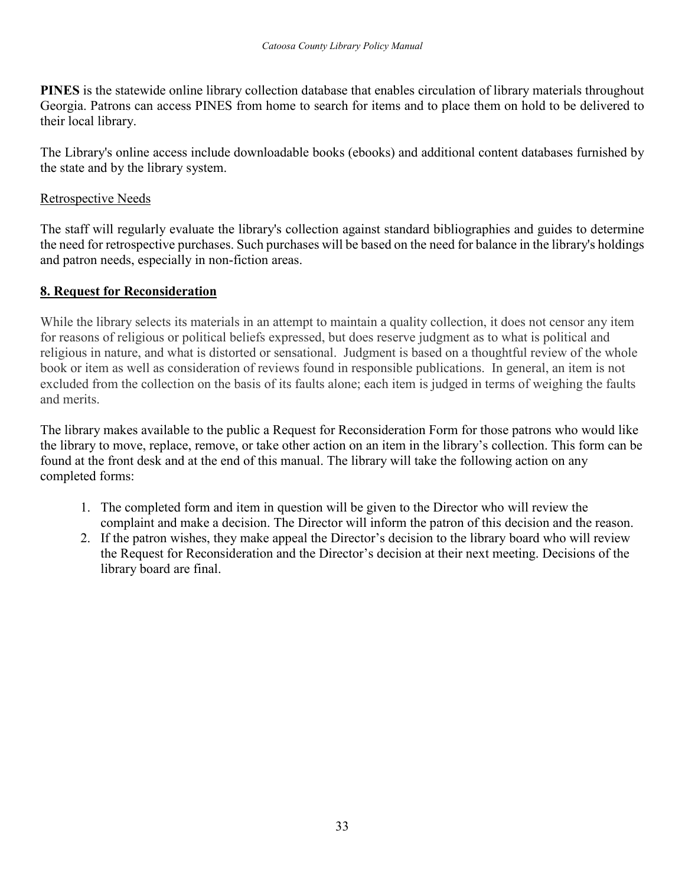**PINES** is the statewide online library collection database that enables circulation of library materials throughout Georgia. Patrons can access PINES from home to search for items and to place them on hold to be delivered to their local library.

The Library's online access include downloadable books (ebooks) and additional content databases furnished by the state and by the library system.

Retrospective Needs

The staff will regularly evaluate the library's collection against standard bibliographies and guides to determine the need for retrospective purchases. Such purchases will be based on the need for balance in the library's holdings and patron needs, especially in non-fiction areas.

## 8. Request for Reconsideration

While the library selects its materials in an attempt to maintain a quality collection, it does not censor any item for reasons of religious or political beliefs expressed, but does reserve judgment as to what is political and religious in nature, and what is distorted or sensational. Judgment is based on a thoughtful review of the whole book or item as well as consideration of reviews found in responsible publications. In general, an item is not excluded from the collection on the basis of its faults alone; each item is judged in terms of weighing the faults and merits.

The library makes available to the public a Request for Reconsideration Form for those patrons who would like the library to move, replace, remove, or take other action on an item in the library's collection. This form can be found at the front desk and at the end of this manual. The library will take the following action on any completed forms:

1. The completed form and item in question will be given to the Director who will review the complaint and make a decision. The Director will inform the patron of this decision and the reason.
2. If the patron wishes, they make appeal the Director's decision to the library board who will review the Request for Reconsideration and the Director's decision at their next meeting. Decisions of the library board are final.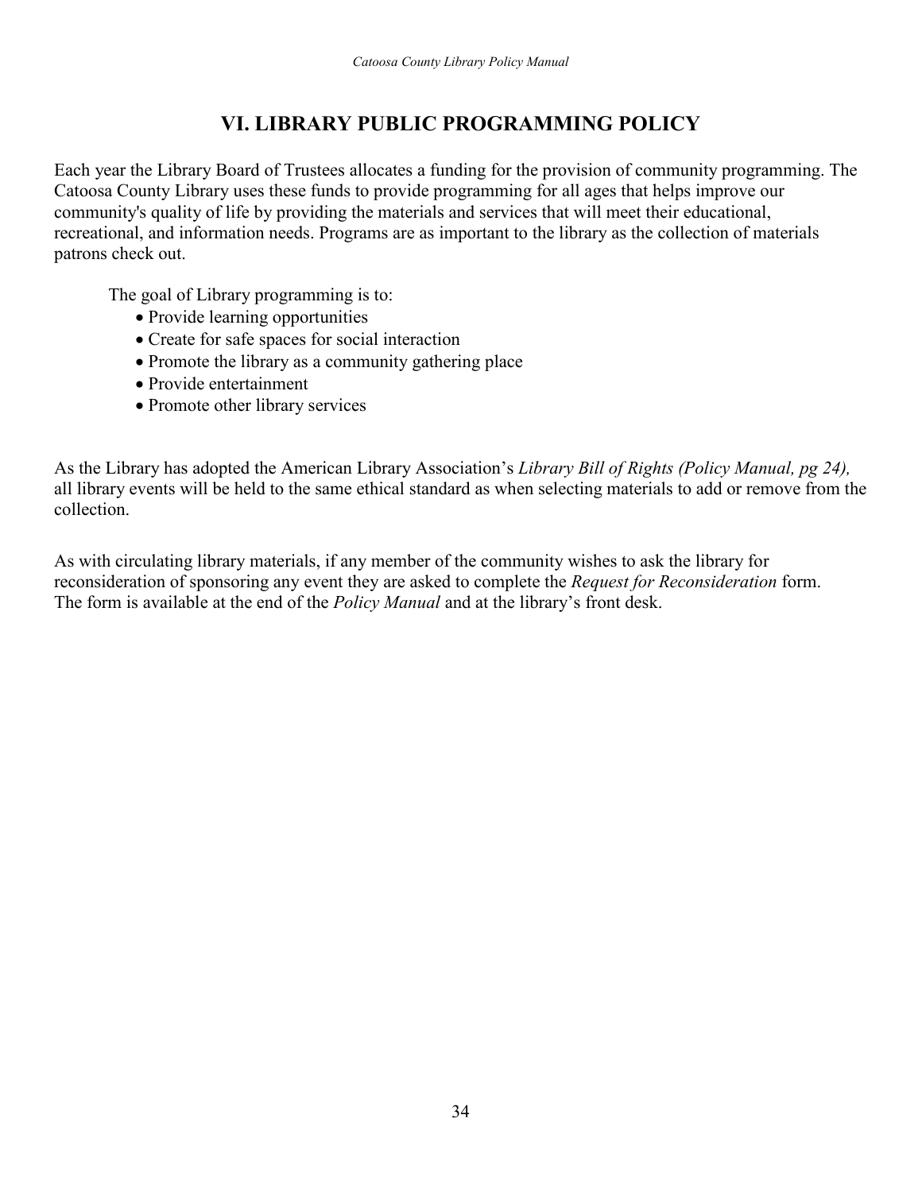# VI. LIBRARY PUBLIC PROGRAMMING POLICY

Each year the Library Board of Trustees allocates a funding for the provision of community programming. The Catoosa County Library uses these funds to provide programming for all ages that helps improve our community's quality of life by providing the materials and services that will meet their educational, recreational, and information needs. Programs are as important to the library as the collection of materials patrons check out.

The goal of Library programming is to:

- Provide learning opportunities
- Create for safe spaces for social interaction
- Promote the library as a community gathering place
- Provide entertainment
- Promote other library services

As the Library has adopted the American Library Association's *Library Bill of Rights (Policy Manual, pg 24),* all library events will be held to the same ethical standard as when selecting materials to add or remove from the collection.

As with circulating library materials, if any member of the community wishes to ask the library for reconsideration of sponsoring any event they are asked to complete the *Request for Reconsideration* form. The form is available at the end of the *Policy Manual* and at the library's front desk.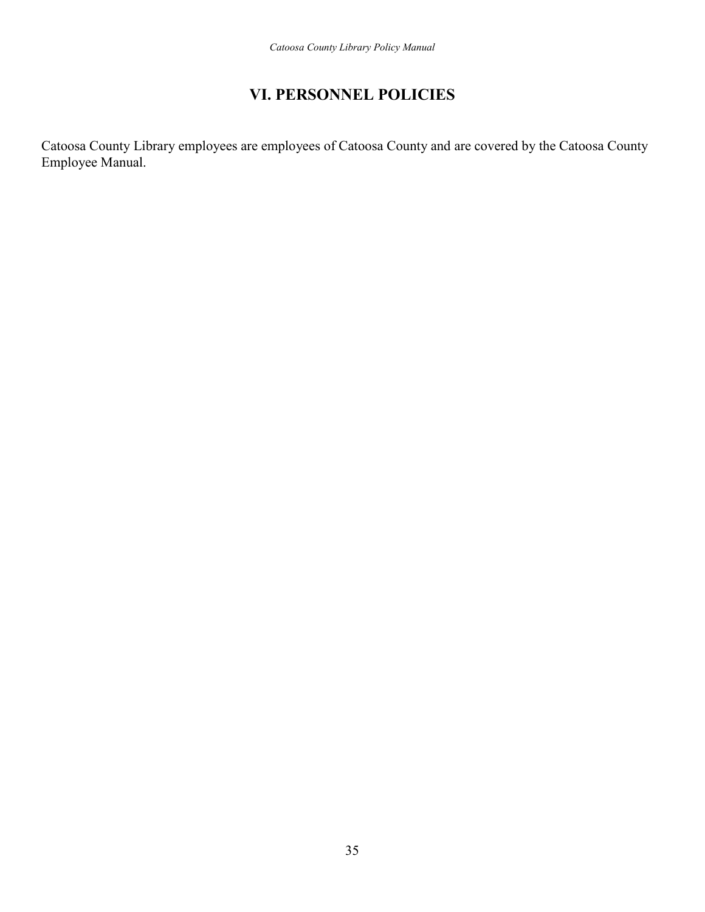# VI. PERSONNEL POLICIES

Catoosa County Library employees are employees of Catoosa County and are covered by the Catoosa County Employee Manual.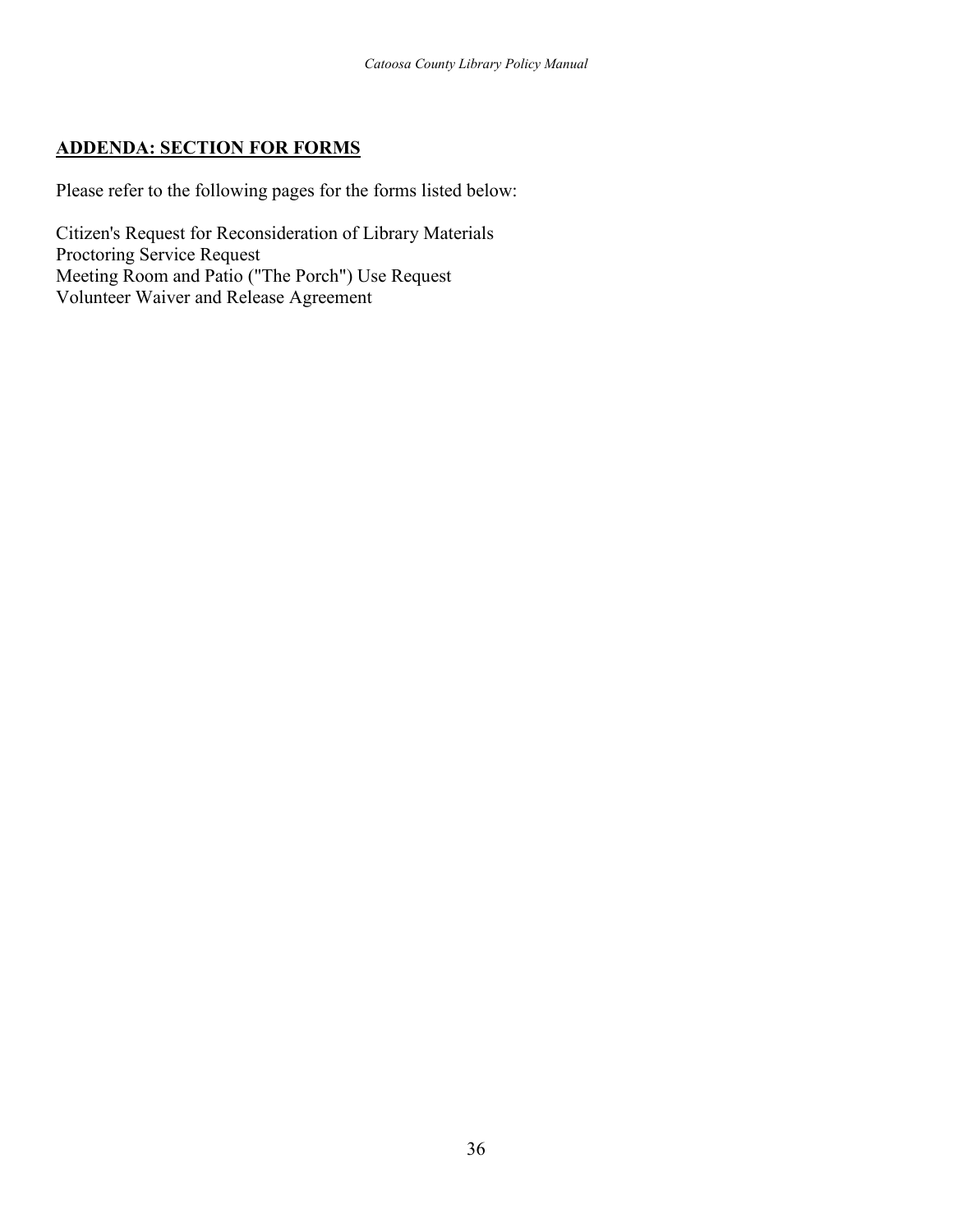## **ADDENDA: SECTION FOR FORMS**

Please refer to the following pages for the forms listed below:

Citizen's Request for Reconsideration of Library Materials
Proctoring Service Request
Meeting Room and Patio ("The Porch") Use Request
Volunteer Waiver and Release Agreement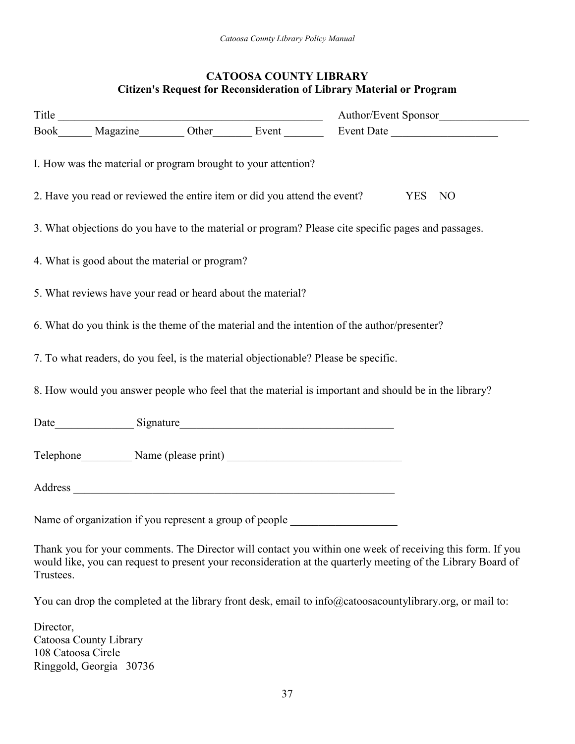**CATOOSA COUNTY LIBRARY**
**Citizen's Request for Reconsideration of Library Material or Program**

Title _______________________________________________ Author/Event Sponsor________________

Book______ Magazine________ Other_______ Event _______ Event Date ___________________

I. How was the material or program brought to your attention?

2. Have you read or reviewed the entire item or did you attend the event? YES NO

3. What objections do you have to the material or program? Please cite specific pages and passages.

4. What is good about the material or program?

5. What reviews have your read or heard about the material?

6. What do you think is the theme of the material and the intention of the author/presenter?

7. To what readers, do you feel, is the material objectionable? Please be specific.

8. How would you answer people who feel that the material is important and should be in the library?

Date______________ Signature______________________________________

Telephone_________ Name (please print) _______________________________

Address ___________________________________________________________

Name of organization if you represent a group of people ___________________

Thank you for your comments. The Director will contact you within one week of receiving this form. If you would like, you can request to present your reconsideration at the quarterly meeting of the Library Board of Trustees.

You can drop the completed at the library front desk, email to info@catoosacountylibrary.org, or mail to:

Director,
Catoosa County Library
108 Catoosa Circle
Ringgold, Georgia 30736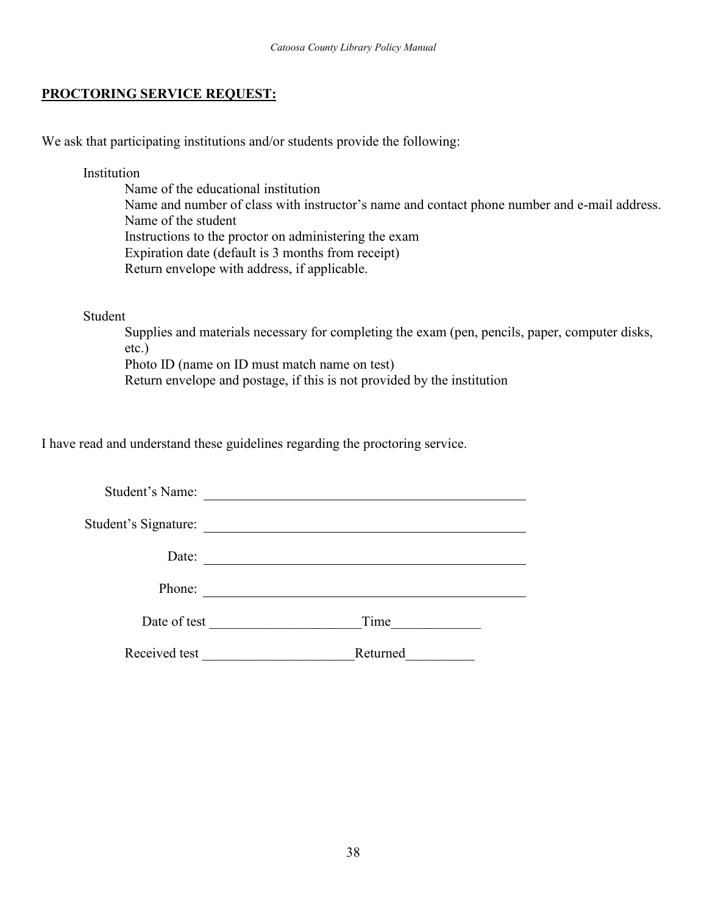**PROCTORING SERVICE REQUEST:**

We ask that participating institutions and/or students provide the following:

Institution

- Name of the educational institution
- Name and number of class with instructor's name and contact phone number and e-mail address.
- Name of the student
- Instructions to the proctor on administering the exam
- Expiration date (default is 3 months from receipt)
- Return envelope with address, if applicable.

Student

- Supplies and materials necessary for completing the exam (pen, pencils, paper, computer disks, etc.)
- Photo ID (name on ID must match name on test)
- Return envelope and postage, if this is not provided by the institution

I have read and understand these guidelines regarding the proctoring service.

Student's Name: ______________________________________________

Student's Signature: ______________________________________________

Date: ______________________________________________

Phone: ______________________________________________

Date of test ______________________ Time_____________

Received test ______________________ Returned__________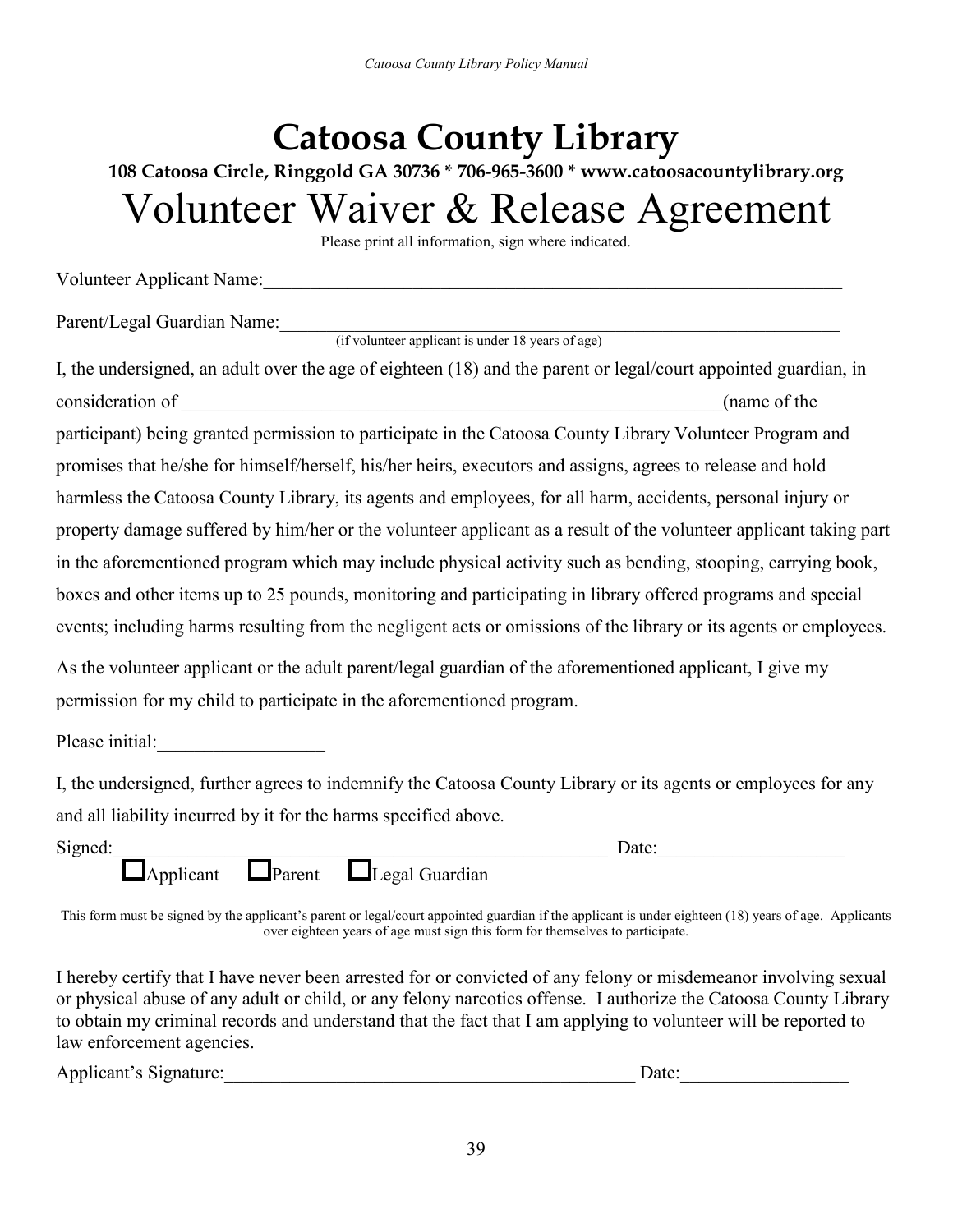# Catoosa County Library

**108 Catoosa Circle, Ringgold GA 30736 * 706-965-3600 * www.catoosacountylibrary.org**

## Volunteer Waiver & Release Agreement

Please print all information, sign where indicated.

Volunteer Applicant Name:_______________________________________________________________

Parent/Legal Guardian Name:_____________________________________________________________
(if volunteer applicant is under 18 years of age)

I, the undersigned, an adult over the age of eighteen (18) and the parent or legal/court appointed guardian, in consideration of _______________________________________________________(name of the participant) being granted permission to participate in the Catoosa County Library Volunteer Program and promises that he/she for himself/herself, his/her heirs, executors and assigns, agrees to release and hold harmless the Catoosa County Library, its agents and employees, for all harm, accidents, personal injury or property damage suffered by him/her or the volunteer applicant as a result of the volunteer applicant taking part in the aforementioned program which may include physical activity such as bending, stooping, carrying book, boxes and other items up to 25 pounds, monitoring and participating in library offered programs and special events; including harms resulting from the negligent acts or omissions of the library or its agents or employees.

As the volunteer applicant or the adult parent/legal guardian of the aforementioned applicant, I give my permission for my child to participate in the aforementioned program.

Please initial:__________________

I, the undersigned, further agrees to indemnify the Catoosa County Library or its agents or employees for any and all liability incurred by it for the harms specified above.

Signed:_____________________________________________________ Date:___________________

☐ Applicant ☐ Parent ☐ Legal Guardian

This form must be signed by the applicant's parent or legal/court appointed guardian if the applicant is under eighteen (18) years of age. Applicants over eighteen years of age must sign this form for themselves to participate.

I hereby certify that I have never been arrested for or convicted of any felony or misdemeanor involving sexual or physical abuse of any adult or child, or any felony narcotics offense. I authorize the Catoosa County Library to obtain my criminal records and understand that the fact that I am applying to volunteer will be reported to law enforcement agencies.

Applicant's Signature:_____________________________________________ Date:__________________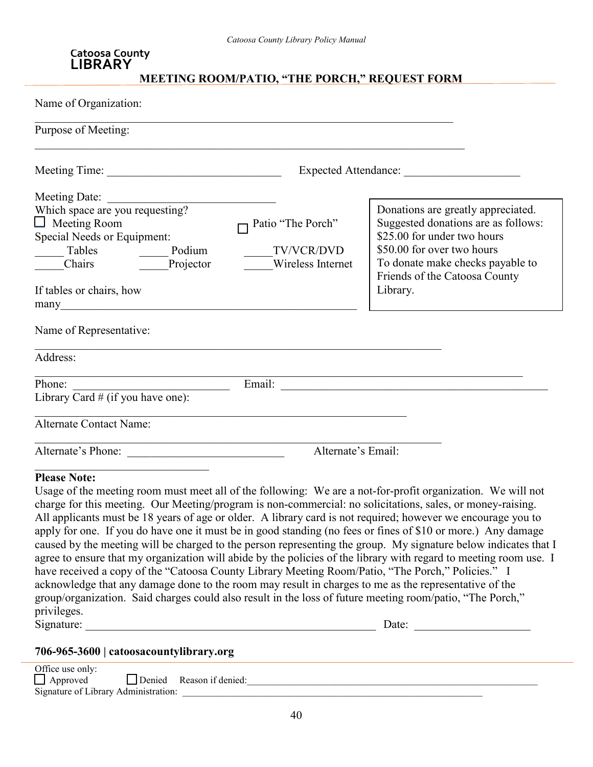**Catoosa County LIBRARY**

## MEETING ROOM/PATIO, "THE PORCH," REQUEST FORM

Name of Organization: ______________________________________________

Purpose of Meeting: ______________________________________________

Meeting Time: ______________________________ Expected Attendance: ____________________

Meeting Date: ____________________________

Which space are you requesting?

☐ Meeting Room ☐ Patio "The Porch"

Special Needs or Equipment:

_____ Tables _____ Podium _____TV/VCR/DVD

_____Chairs _____Projector _____Wireless Internet

If tables or chairs, how many_____________________________________________

> Donations are greatly appreciated. Suggested donations are as follows:
> $25.00 for under two hours
> $50.00 for over two hours
> To donate make checks payable to Friends of the Catoosa County Library.

Name of Representative: ______________________________________________

Address: ______________________________________________

Phone: ___________________________ Email: ______________________________________________

Library Card # (if you have one): ______________________________________________

Alternate Contact Name: ______________________________________________

Alternate's Phone: __________________________ Alternate's Email: ______________________________

**Please Note:**

Usage of the meeting room must meet all of the following: We are a not-for-profit organization. We will not charge for this meeting. Our Meeting/program is non-commercial: no solicitations, sales, or money-raising. All applicants must be 18 years of age or older. A library card is not required; however we encourage you to apply for one. If you do have one it must be in good standing (no fees or fines of $10 or more.) Any damage caused by the meeting will be charged to the person representing the group. My signature below indicates that I agree to ensure that my organization will abide by the policies of the library with regard to meeting room use. I have received a copy of the "Catoosa County Library Meeting Room/Patio, "The Porch," Policies." I acknowledge that any damage done to the room may result in charges to me as the representative of the group/organization. Said charges could also result in the loss of future meeting room/patio, "The Porch," privileges.

Signature: ____________________________________________________ Date: ____________________

**706-965-3600 | catoosacountylibrary.org**

Office use only:

☐ Approved ☐ Denied Reason if denied:____________________________________________________________

Signature of Library Administration: ______________________________________________________________